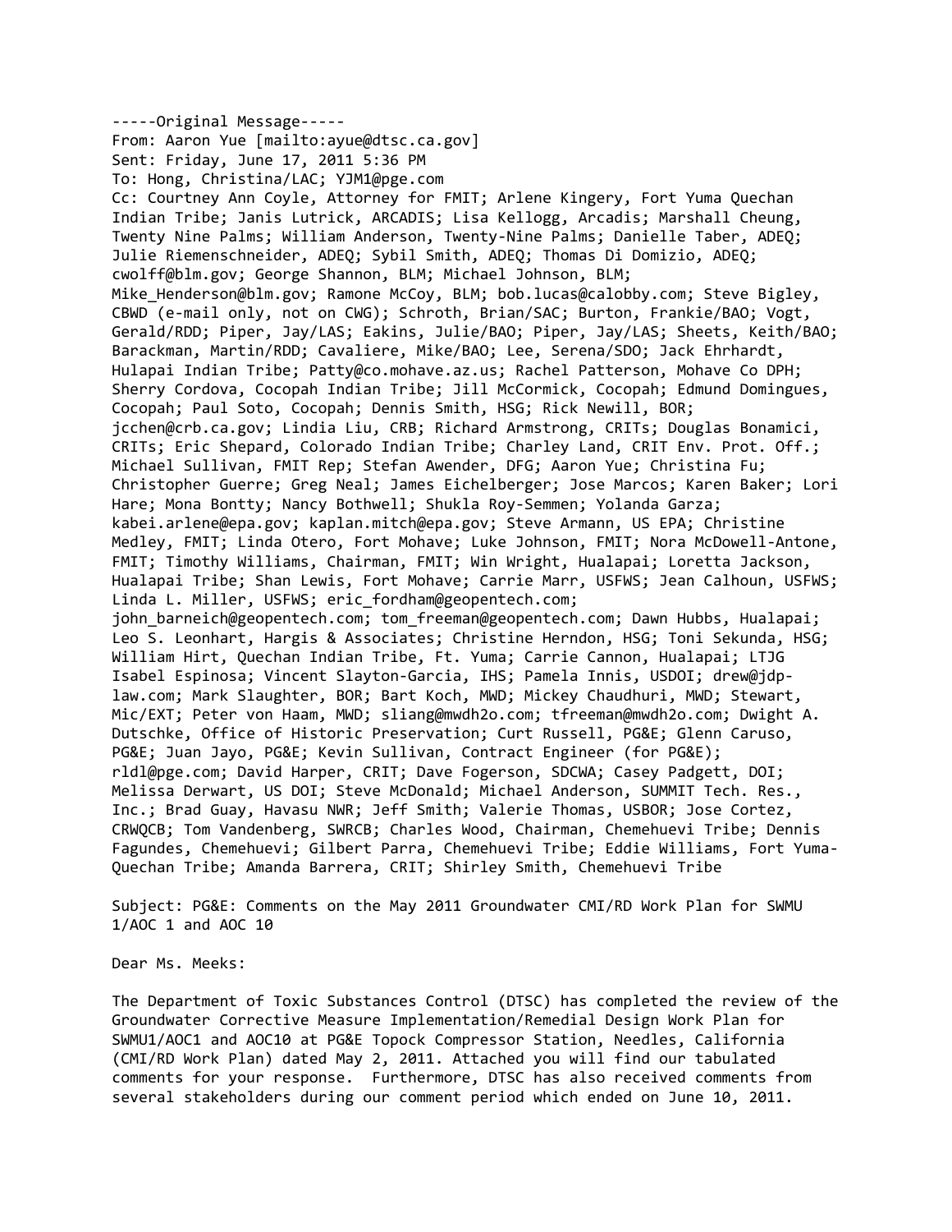-----Original Message-----
From: Aaron Yue [mailto:ayue@dtsc.ca.gov]
Sent: Friday, June 17, 2011 5:36 PM
To: Hong, Christina/LAC; YJM1@pge.com
Cc: Courtney Ann Coyle, Attorney for FMIT; Arlene Kingery, Fort Yuma Quechan Indian Tribe; Janis Lutrick, ARCADIS; Lisa Kellogg, Arcadis; Marshall Cheung, Twenty Nine Palms; William Anderson, Twenty-Nine Palms; Danielle Taber, ADEQ; Julie Riemenschneider, ADEQ; Sybil Smith, ADEQ; Thomas Di Domizio, ADEQ; cwolff@blm.gov; George Shannon, BLM; Michael Johnson, BLM; Mike_Henderson@blm.gov; Ramone McCoy, BLM; bob.lucas@calobby.com; Steve Bigley, CBWD (e-mail only, not on CWG); Schroth, Brian/SAC; Burton, Frankie/BAO; Vogt, Gerald/RDD; Piper, Jay/LAS; Eakins, Julie/BAO; Piper, Jay/LAS; Sheets, Keith/BAO; Barackman, Martin/RDD; Cavaliere, Mike/BAO; Lee, Serena/SDO; Jack Ehrhardt, Hulapai Indian Tribe; Patty@co.mohave.az.us; Rachel Patterson, Mohave Co DPH; Sherry Cordova, Cocopah Indian Tribe; Jill McCormick, Cocopah; Edmund Domingues, Cocopah; Paul Soto, Cocopah; Dennis Smith, HSG; Rick Newill, BOR; jcchen@crb.ca.gov; Lindia Liu, CRB; Richard Armstrong, CRITs; Douglas Bonamici, CRITs; Eric Shepard, Colorado Indian Tribe; Charley Land, CRIT Env. Prot. Off.; Michael Sullivan, FMIT Rep; Stefan Awender, DFG; Aaron Yue; Christina Fu; Christopher Guerre; Greg Neal; James Eichelberger; Jose Marcos; Karen Baker; Lori Hare; Mona Bontty; Nancy Bothwell; Shukla Roy-Semmen; Yolanda Garza; kabei.arlene@epa.gov; kaplan.mitch@epa.gov; Steve Armann, US EPA; Christine Medley, FMIT; Linda Otero, Fort Mohave; Luke Johnson, FMIT; Nora McDowell-Antone, FMIT; Timothy Williams, Chairman, FMIT; Win Wright, Hualapai; Loretta Jackson, Hualapai Tribe; Shan Lewis, Fort Mohave; Carrie Marr, USFWS; Jean Calhoun, USFWS; Linda L. Miller, USFWS; eric_fordham@geopentech.com; john_barneich@geopentech.com; tom_freeman@geopentech.com; Dawn Hubbs, Hualapai; Leo S. Leonhart, Hargis & Associates; Christine Herndon, HSG; Toni Sekunda, HSG; William Hirt, Quechan Indian Tribe, Ft. Yuma; Carrie Cannon, Hualapai; LTJG Isabel Espinosa; Vincent Slayton-Garcia, IHS; Pamela Innis, USDOI; drew@jdp-law.com; Mark Slaughter, BOR; Bart Koch, MWD; Mickey Chaudhuri, MWD; Stewart, Mic/EXT; Peter von Haam, MWD; sliang@mwdh2o.com; tfreeman@mwdh2o.com; Dwight A. Dutschke, Office of Historic Preservation; Curt Russell, PG&E; Glenn Caruso, PG&E; Juan Jayo, PG&E; Kevin Sullivan, Contract Engineer (for PG&E); rldl@pge.com; David Harper, CRIT; Dave Fogerson, SDCWA; Casey Padgett, DOI; Melissa Derwart, US DOI; Steve McDonald; Michael Anderson, SUMMIT Tech. Res., Inc.; Brad Guay, Havasu NWR; Jeff Smith; Valerie Thomas, USBOR; Jose Cortez, CRWQCB; Tom Vandenberg, SWRCB; Charles Wood, Chairman, Chemehuevi Tribe; Dennis Fagundes, Chemehuevi; Gilbert Parra, Chemehuevi Tribe; Eddie Williams, Fort Yuma-Quechan Tribe; Amanda Barrera, CRIT; Shirley Smith, Chemehuevi Tribe

Subject: PG&E: Comments on the May 2011 Groundwater CMI/RD Work Plan for SWMU 1/AOC 1 and AOC 10

Dear Ms. Meeks:

The Department of Toxic Substances Control (DTSC) has completed the review of the Groundwater Corrective Measure Implementation/Remedial Design Work Plan for SWMU1/AOC1 and AOC10 at PG&E Topock Compressor Station, Needles, California (CMI/RD Work Plan) dated May 2, 2011. Attached you will find our tabulated comments for your response. Furthermore, DTSC has also received comments from several stakeholders during our comment period which ended on June 10, 2011.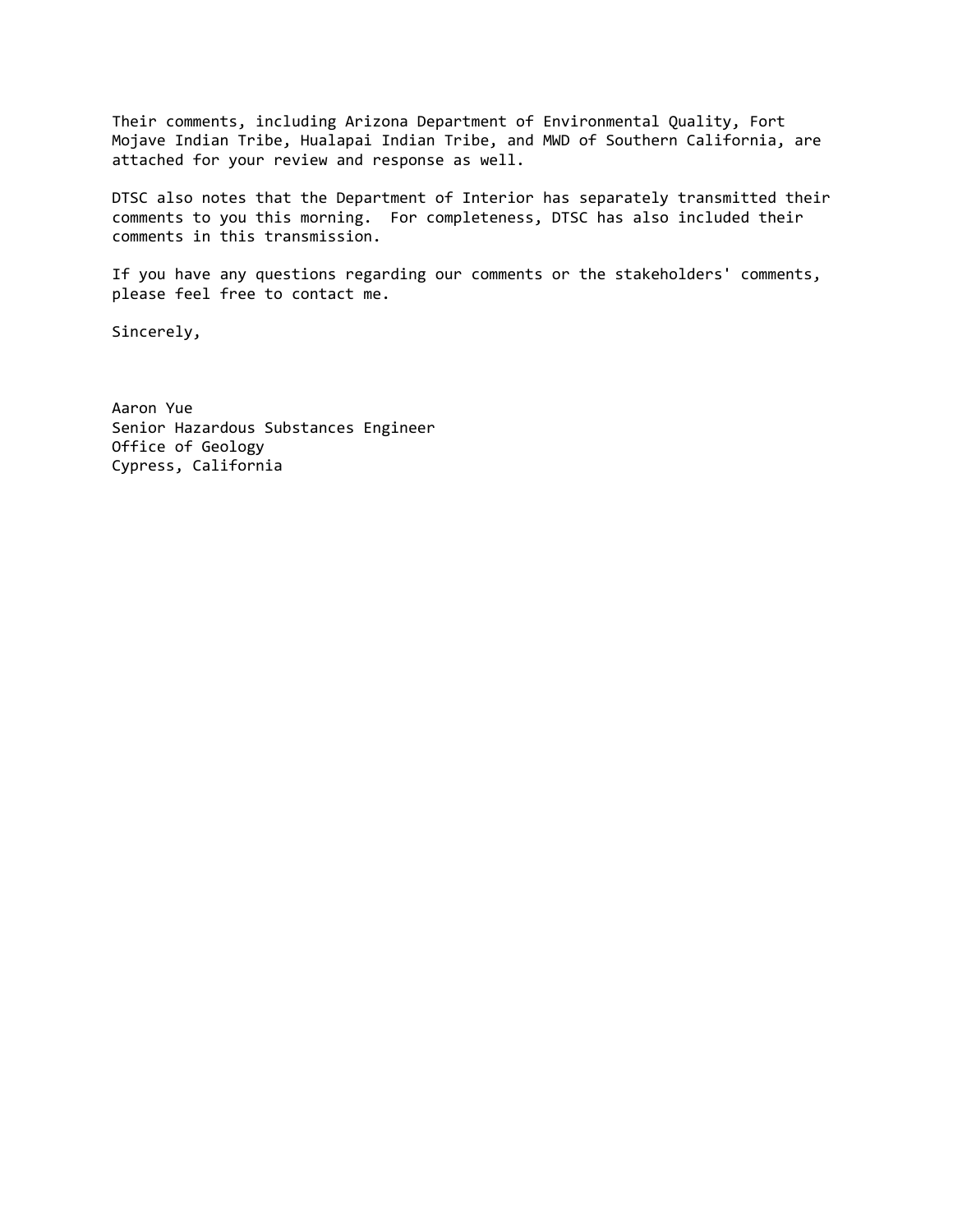Their comments, including Arizona Department of Environmental Quality, Fort Mojave Indian Tribe, Hualapai Indian Tribe, and MWD of Southern California, are attached for your review and response as well.

DTSC also notes that the Department of Interior has separately transmitted their comments to you this morning. For completeness, DTSC has also included their comments in this transmission.

If you have any questions regarding our comments or the stakeholders' comments, please feel free to contact me.

Sincerely,

Aaron Yue  
Senior Hazardous Substances Engineer  
Office of Geology  
Cypress, California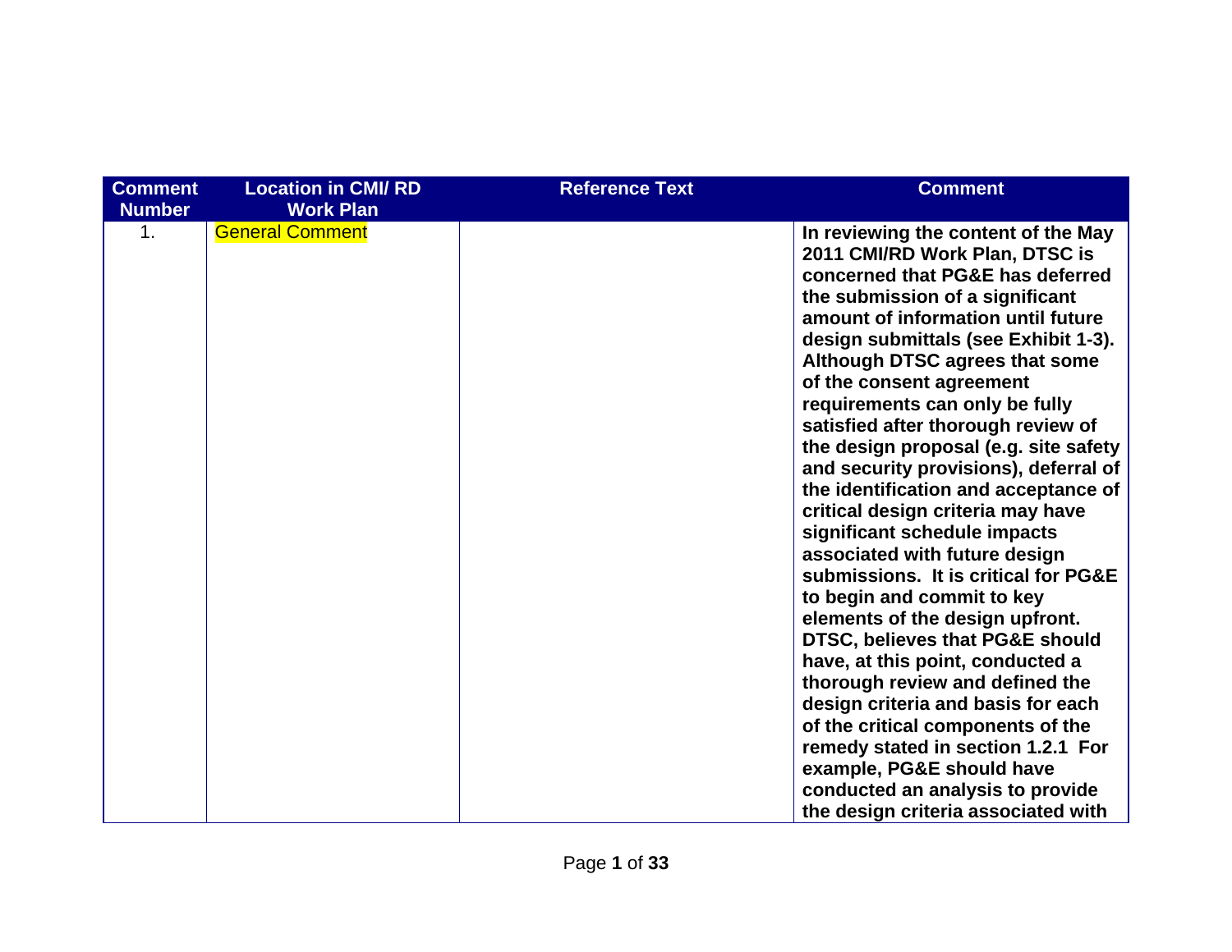| Comment Number | Location in CMI/ RD Work Plan | Reference Text | Comment |
|---|---|---|---|
| 1. | General Comment | | **In reviewing the content of the May 2011 CMI/RD Work Plan, DTSC is concerned that PG&E has deferred the submission of a significant amount of information until future design submittals (see Exhibit 1-3). Although DTSC agrees that some of the consent agreement requirements can only be fully satisfied after thorough review of the design proposal (e.g. site safety and security provisions), deferral of the identification and acceptance of critical design criteria may have significant schedule impacts associated with future design submissions. It is critical for PG&E to begin and commit to key elements of the design upfront. DTSC, believes that PG&E should have, at this point, conducted a thorough review and defined the design criteria and basis for each of the critical components of the remedy stated in section 1.2.1 For example, PG&E should have conducted an analysis to provide the design criteria associated with** |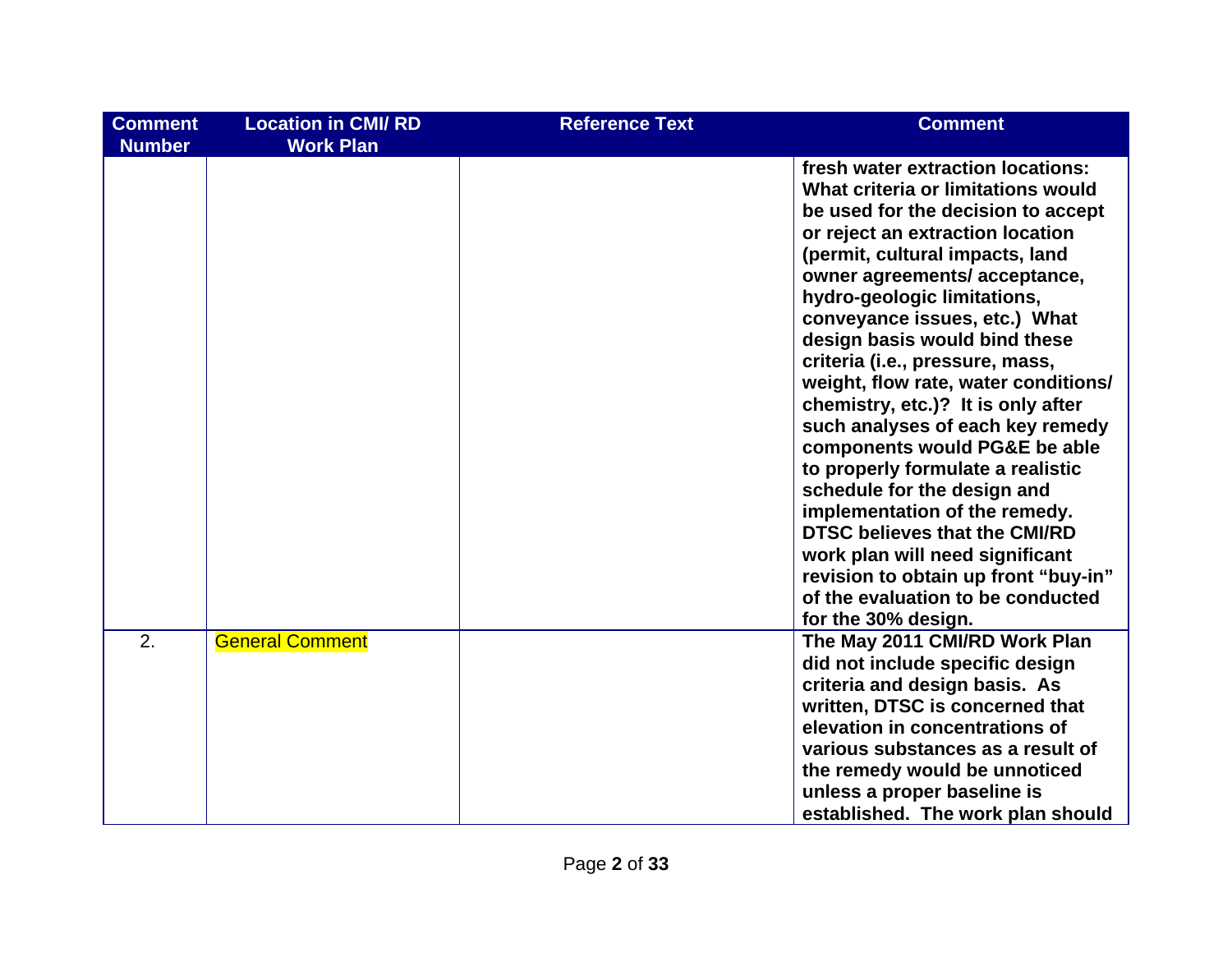| Comment Number | Location in CMI/ RD Work Plan | Reference Text | Comment |
|---|---|---|---|
| | | | **fresh water extraction locations: What criteria or limitations would be used for the decision to accept or reject an extraction location (permit, cultural impacts, land owner agreements/ acceptance, hydro-geologic limitations, conveyance issues, etc.) What design basis would bind these criteria (i.e., pressure, mass, weight, flow rate, water conditions/ chemistry, etc.)? It is only after such analyses of each key remedy components would PG&E be able to properly formulate a realistic schedule for the design and implementation of the remedy. DTSC believes that the CMI/RD work plan will need significant revision to obtain up front "buy-in" of the evaluation to be conducted for the 30% design.** |
| 2. | General Comment | | **The May 2011 CMI/RD Work Plan did not include specific design criteria and design basis. As written, DTSC is concerned that elevation in concentrations of various substances as a result of the remedy would be unnoticed unless a proper baseline is established. The work plan should** |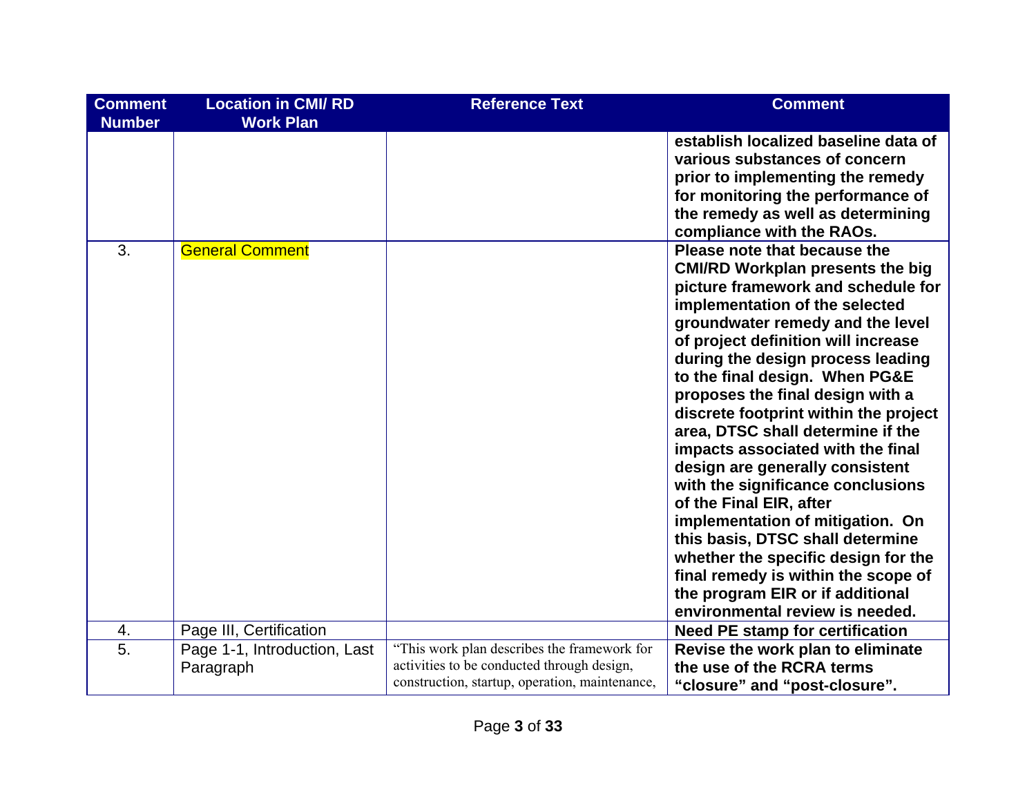| Comment Number | Location in CMI/ RD Work Plan | Reference Text | Comment |
|---|---|---|---|
| | | | **establish localized baseline data of various substances of concern prior to implementing the remedy for monitoring the performance of the remedy as well as determining compliance with the RAOs.** |
| 3. | General Comment | | **Please note that because the CMI/RD Workplan presents the big picture framework and schedule for implementation of the selected groundwater remedy and the level of project definition will increase during the design process leading to the final design. When PG&E proposes the final design with a discrete footprint within the project area, DTSC shall determine if the impacts associated with the final design are generally consistent with the significance conclusions of the Final EIR, after implementation of mitigation. On this basis, DTSC shall determine whether the specific design for the final remedy is within the scope of the program EIR or if additional environmental review is needed.** |
| 4. | Page III, Certification | | **Need PE stamp for certification** |
| 5. | Page 1-1, Introduction, Last Paragraph | "This work plan describes the framework for activities to be conducted through design, construction, startup, operation, maintenance, | **Revise the work plan to eliminate the use of the RCRA terms "closure" and "post-closure".** |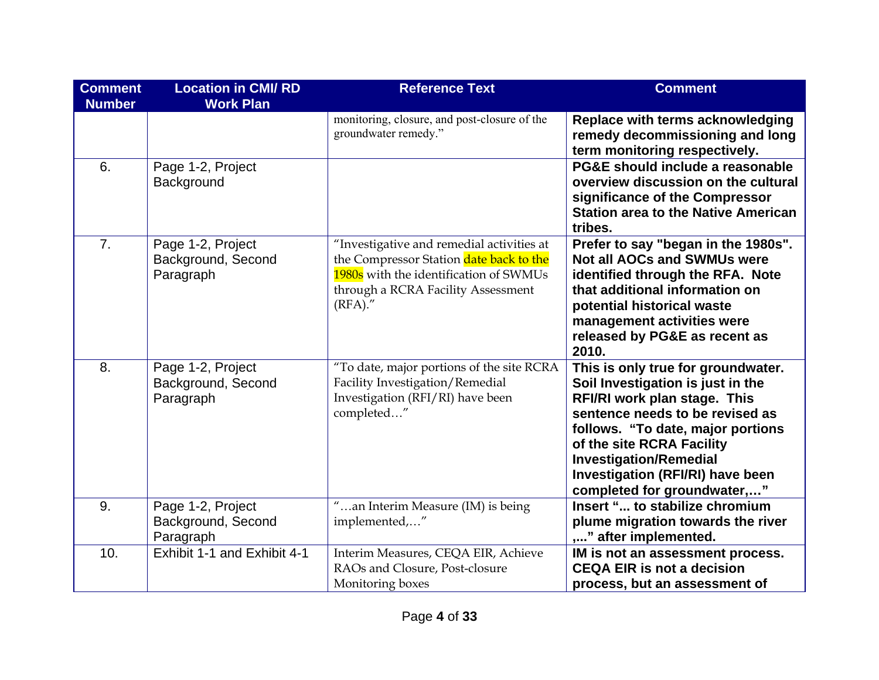| Comment Number | Location in CMI/ RD Work Plan | Reference Text | Comment |
|---|---|---|---|
| | | monitoring, closure, and post-closure of the groundwater remedy." | **Replace with terms acknowledging remedy decommissioning and long term monitoring respectively.** |
| 6. | Page 1-2, Project Background | | **PG&E should include a reasonable overview discussion on the cultural significance of the Compressor Station area to the Native American tribes.** |
| 7. | Page 1-2, Project Background, Second Paragraph | "Investigative and remedial activities at the Compressor Station date back to the 1980s with the identification of SWMUs through a RCRA Facility Assessment (RFA)." | **Prefer to say "began in the 1980s". Not all AOCs and SWMUs were identified through the RFA. Note that additional information on potential historical waste management activities were released by PG&E as recent as 2010.** |
| 8. | Page 1-2, Project Background, Second Paragraph | "To date, major portions of the site RCRA Facility Investigation/Remedial Investigation (RFI/RI) have been completed…" | **This is only true for groundwater. Soil Investigation is just in the RFI/RI work plan stage. This sentence needs to be revised as follows. "To date, major portions of the site RCRA Facility Investigation/Remedial Investigation (RFI/RI) have been completed for groundwater,…"** |
| 9. | Page 1-2, Project Background, Second Paragraph | "…an Interim Measure (IM) is being implemented,…" | **Insert "... to stabilize chromium plume migration towards the river ,..." after implemented.** |
| 10. | Exhibit 1-1 and Exhibit 4-1 | Interim Measures, CEQA EIR, Achieve RAOs and Closure, Post-closure Monitoring boxes | **IM is not an assessment process. CEQA EIR is not a decision process, but an assessment of** |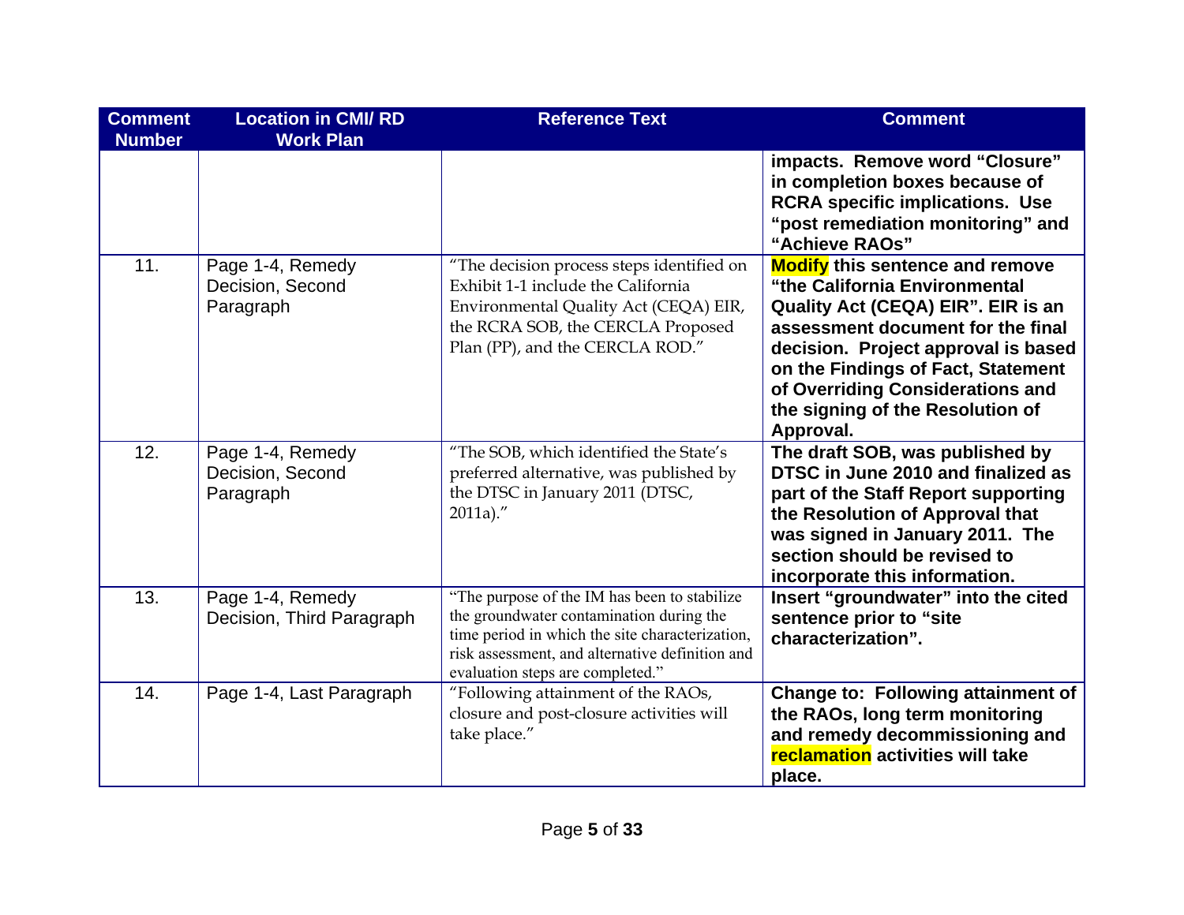| Comment Number | Location in CMI/ RD Work Plan | Reference Text | Comment |
|---|---|---|---|
| | | | **impacts. Remove word "Closure" in completion boxes because of RCRA specific implications. Use "post remediation monitoring" and "Achieve RAOs"** |
| 11. | Page 1-4, Remedy Decision, Second Paragraph | "The decision process steps identified on Exhibit 1-1 include the California Environmental Quality Act (CEQA) EIR, the RCRA SOB, the CERCLA Proposed Plan (PP), and the CERCLA ROD." | **Modify this sentence and remove "the California Environmental Quality Act (CEQA) EIR". EIR is an assessment document for the final decision. Project approval is based on the Findings of Fact, Statement of Overriding Considerations and the signing of the Resolution of Approval.** |
| 12. | Page 1-4, Remedy Decision, Second Paragraph | "The SOB, which identified the State's preferred alternative, was published by the DTSC in January 2011 (DTSC, 2011a)." | **The draft SOB, was published by DTSC in June 2010 and finalized as part of the Staff Report supporting the Resolution of Approval that was signed in January 2011. The section should be revised to incorporate this information.** |
| 13. | Page 1-4, Remedy Decision, Third Paragraph | "The purpose of the IM has been to stabilize the groundwater contamination during the time period in which the site characterization, risk assessment, and alternative definition and evaluation steps are completed." | **Insert "groundwater" into the cited sentence prior to "site characterization".** |
| 14. | Page 1-4, Last Paragraph | "Following attainment of the RAOs, closure and post-closure activities will take place." | **Change to: Following attainment of the RAOs, long term monitoring and remedy decommissioning and reclamation activities will take place.** |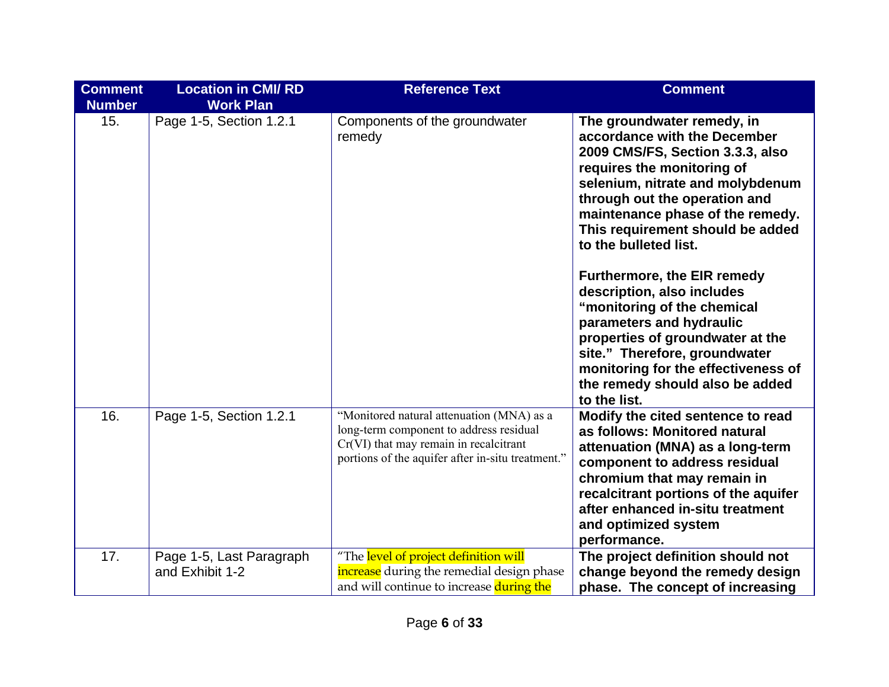| Comment Number | Location in CMI/ RD Work Plan | Reference Text | Comment |
|---|---|---|---|
| 15. | Page 1-5, Section 1.2.1 | Components of the groundwater remedy | **The groundwater remedy, in accordance with the December 2009 CMS/FS, Section 3.3.3, also requires the monitoring of selenium, nitrate and molybdenum through out the operation and maintenance phase of the remedy. This requirement should be added to the bulleted list.**<br><br>**Furthermore, the EIR remedy description, also includes "monitoring of the chemical parameters and hydraulic properties of groundwater at the site." Therefore, groundwater monitoring for the effectiveness of the remedy should also be added to the list.** |
| 16. | Page 1-5, Section 1.2.1 | "Monitored natural attenuation (MNA) as a long-term component to address residual Cr(VI) that may remain in recalcitrant portions of the aquifer after in-situ treatment." | **Modify the cited sentence to read as follows: Monitored natural attenuation (MNA) as a long-term component to address residual chromium that may remain in recalcitrant portions of the aquifer after enhanced in-situ treatment and optimized system performance.** |
| 17. | Page 1-5, Last Paragraph and Exhibit 1-2 | "The level of project definition will increase during the remedial design phase and will continue to increase during the | **The project definition should not change beyond the remedy design phase. The concept of increasing** |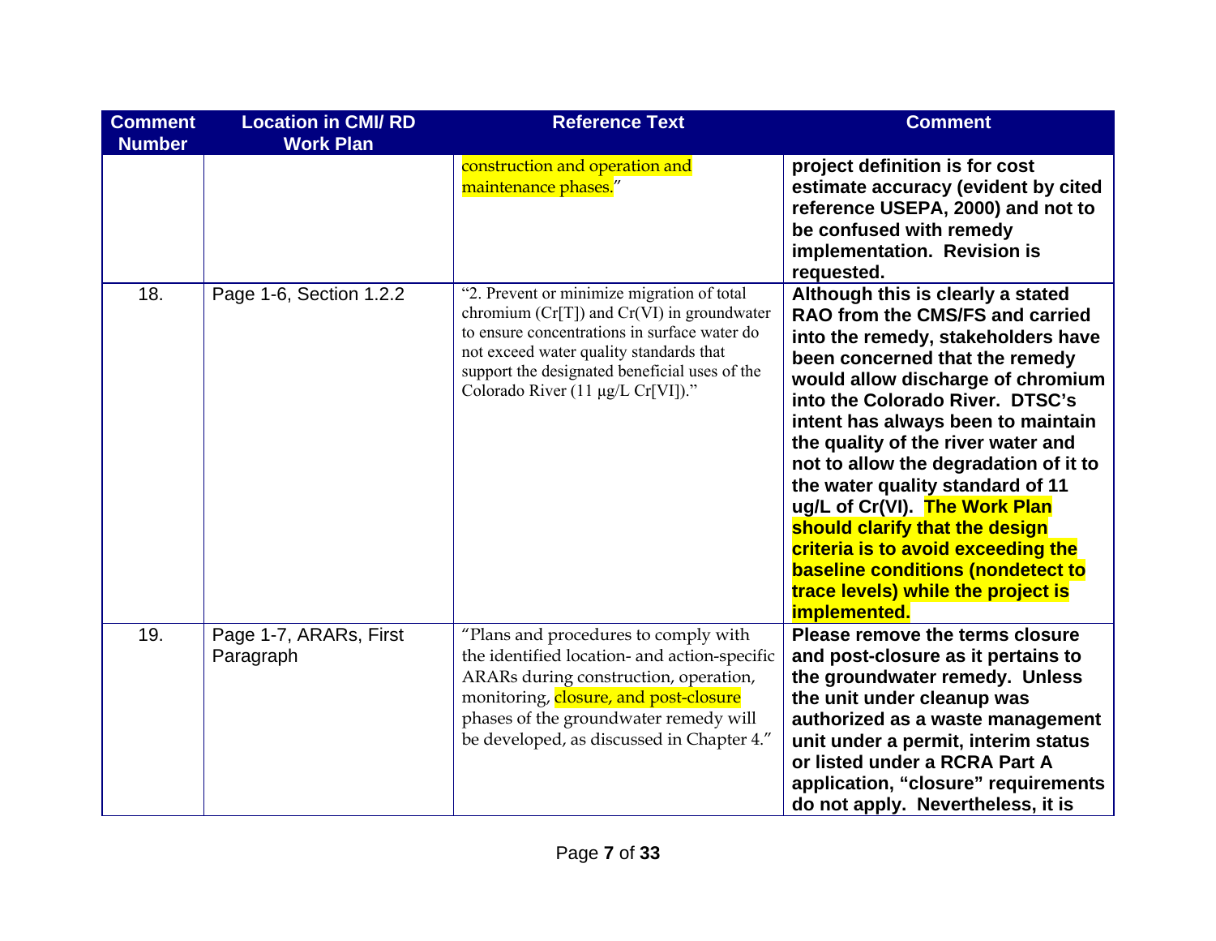| Comment Number | Location in CMI/ RD Work Plan | Reference Text | Comment |
|---|---|---|---|
| | | construction and operation and maintenance phases." | **project definition is for cost estimate accuracy (evident by cited reference USEPA, 2000) and not to be confused with remedy implementation. Revision is requested.** |
| 18. | Page 1-6, Section 1.2.2 | "2. Prevent or minimize migration of total chromium (Cr[T]) and Cr(VI) in groundwater to ensure concentrations in surface water do not exceed water quality standards that support the designated beneficial uses of the Colorado River (11 µg/L Cr[VI])." | **Although this is clearly a stated RAO from the CMS/FS and carried into the remedy, stakeholders have been concerned that the remedy would allow discharge of chromium into the Colorado River. DTSC's intent has always been to maintain the quality of the river water and not to allow the degradation of it to the water quality standard of 11 ug/L of Cr(VI). The Work Plan should clarify that the design criteria is to avoid exceeding the baseline conditions (nondetect to trace levels) while the project is implemented.** |
| 19. | Page 1-7, ARARs, First Paragraph | "Plans and procedures to comply with the identified location- and action-specific ARARs during construction, operation, monitoring, closure, and post-closure phases of the groundwater remedy will be developed, as discussed in Chapter 4." | **Please remove the terms closure and post-closure as it pertains to the groundwater remedy. Unless the unit under cleanup was authorized as a waste management unit under a permit, interim status or listed under a RCRA Part A application, "closure" requirements do not apply. Nevertheless, it is** |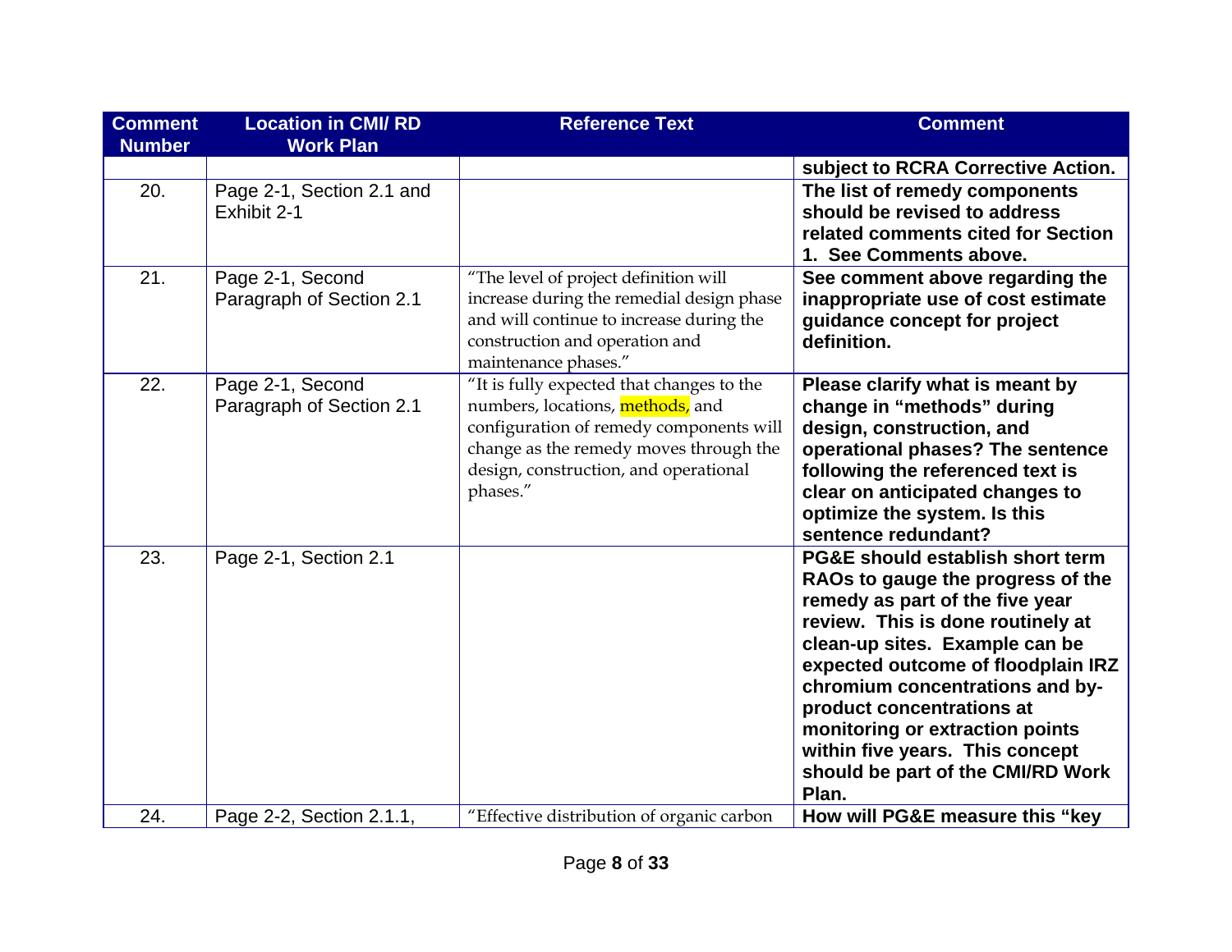| Comment Number | Location in CMI/ RD Work Plan | Reference Text | Comment |
|---|---|---|---|
| | | | **subject to RCRA Corrective Action.** |
| 20. | Page 2-1, Section 2.1 and Exhibit 2-1 | | **The list of remedy components should be revised to address related comments cited for Section 1. See Comments above.** |
| 21. | Page 2-1, Second Paragraph of Section 2.1 | "The level of project definition will increase during the remedial design phase and will continue to increase during the construction and operation and maintenance phases." | **See comment above regarding the inappropriate use of cost estimate guidance concept for project definition.** |
| 22. | Page 2-1, Second Paragraph of Section 2.1 | "It is fully expected that changes to the numbers, locations, methods, and configuration of remedy components will change as the remedy moves through the design, construction, and operational phases." | **Please clarify what is meant by change in "methods" during design, construction, and operational phases? The sentence following the referenced text is clear on anticipated changes to optimize the system. Is this sentence redundant?** |
| 23. | Page 2-1, Section 2.1 | | **PG&E should establish short term RAOs to gauge the progress of the remedy as part of the five year review. This is done routinely at clean-up sites. Example can be expected outcome of floodplain IRZ chromium concentrations and by-product concentrations at monitoring or extraction points within five years. This concept should be part of the CMI/RD Work Plan.** |
| 24. | Page 2-2, Section 2.1.1, | "Effective distribution of organic carbon | **How will PG&E measure this "key** |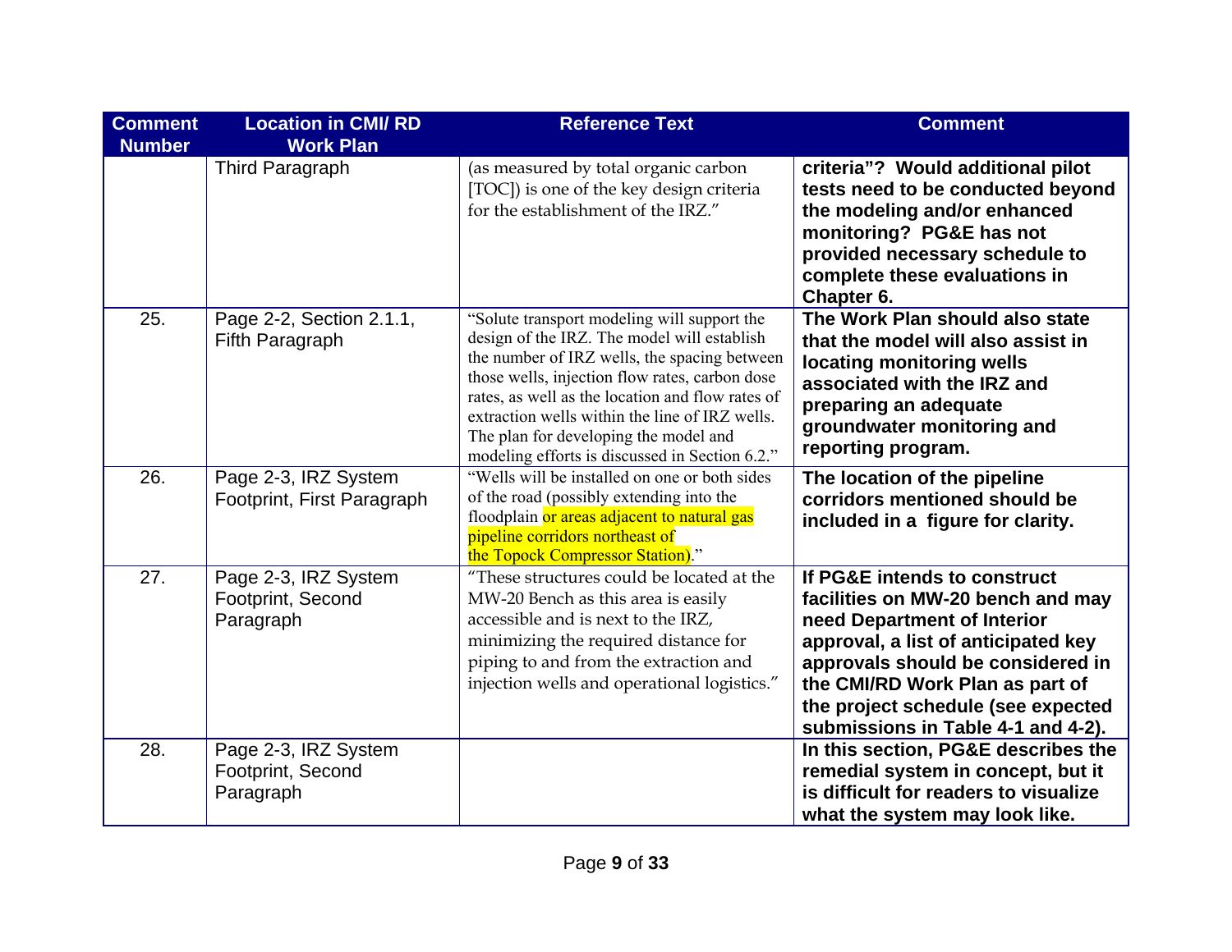| Comment Number | Location in CMI/ RD Work Plan | Reference Text | Comment |
|---|---|---|---|
| | Third Paragraph | (as measured by total organic carbon [TOC]) is one of the key design criteria for the establishment of the IRZ." | **criteria"? Would additional pilot tests need to be conducted beyond the modeling and/or enhanced monitoring? PG&E has not provided necessary schedule to complete these evaluations in Chapter 6.** |
| 25. | Page 2-2, Section 2.1.1, Fifth Paragraph | "Solute transport modeling will support the design of the IRZ. The model will establish the number of IRZ wells, the spacing between those wells, injection flow rates, carbon dose rates, as well as the location and flow rates of extraction wells within the line of IRZ wells. The plan for developing the model and modeling efforts is discussed in Section 6.2." | **The Work Plan should also state that the model will also assist in locating monitoring wells associated with the IRZ and preparing an adequate groundwater monitoring and reporting program.** |
| 26. | Page 2-3, IRZ System Footprint, First Paragraph | "Wells will be installed on one or both sides of the road (possibly extending into the floodplain or areas adjacent to natural gas pipeline corridors northeast of the Topock Compressor Station)." | **The location of the pipeline corridors mentioned should be included in a figure for clarity.** |
| 27. | Page 2-3, IRZ System Footprint, Second Paragraph | "These structures could be located at the MW-20 Bench as this area is easily accessible and is next to the IRZ, minimizing the required distance for piping to and from the extraction and injection wells and operational logistics." | **If PG&E intends to construct facilities on MW-20 bench and may need Department of Interior approval, a list of anticipated key approvals should be considered in the CMI/RD Work Plan as part of the project schedule (see expected submissions in Table 4-1 and 4-2).** |
| 28. | Page 2-3, IRZ System Footprint, Second Paragraph | | **In this section, PG&E describes the remedial system in concept, but it is difficult for readers to visualize what the system may look like.** |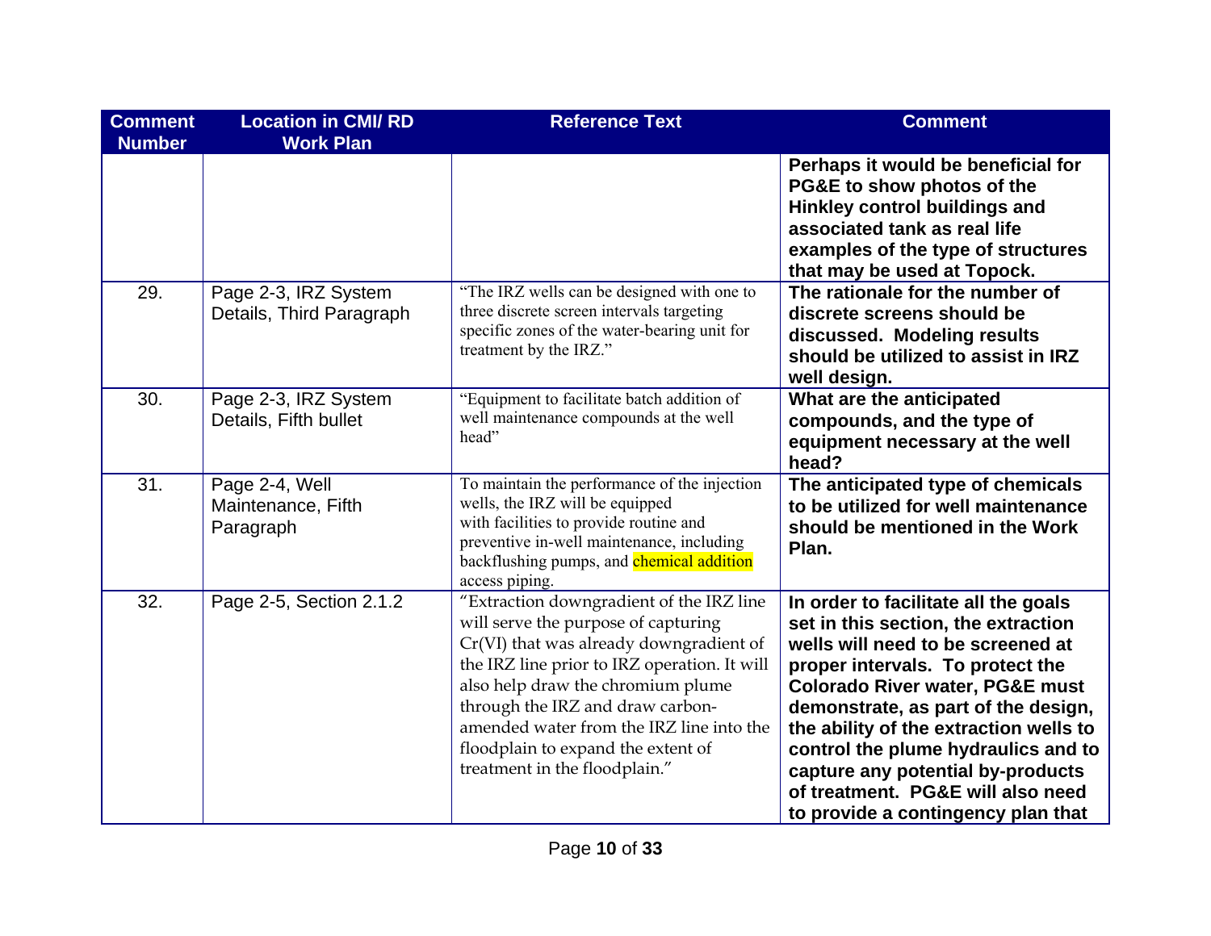| Comment Number | Location in CMI/ RD Work Plan | Reference Text | Comment |
|---|---|---|---|
| | | | **Perhaps it would be beneficial for PG&E to show photos of the Hinkley control buildings and associated tank as real life examples of the type of structures that may be used at Topock.** |
| 29. | Page 2-3, IRZ System Details, Third Paragraph | "The IRZ wells can be designed with one to three discrete screen intervals targeting specific zones of the water-bearing unit for treatment by the IRZ." | **The rationale for the number of discrete screens should be discussed. Modeling results should be utilized to assist in IRZ well design.** |
| 30. | Page 2-3, IRZ System Details, Fifth bullet | "Equipment to facilitate batch addition of well maintenance compounds at the well head" | **What are the anticipated compounds, and the type of equipment necessary at the well head?** |
| 31. | Page 2-4, Well Maintenance, Fifth Paragraph | To maintain the performance of the injection wells, the IRZ will be equipped with facilities to provide routine and preventive in-well maintenance, including backflushing pumps, and chemical addition access piping. | **The anticipated type of chemicals to be utilized for well maintenance should be mentioned in the Work Plan.** |
| 32. | Page 2-5, Section 2.1.2 | "Extraction downgradient of the IRZ line will serve the purpose of capturing Cr(VI) that was already downgradient of the IRZ line prior to IRZ operation. It will also help draw the chromium plume through the IRZ and draw carbon-amended water from the IRZ line into the floodplain to expand the extent of treatment in the floodplain." | **In order to facilitate all the goals set in this section, the extraction wells will need to be screened at proper intervals. To protect the Colorado River water, PG&E must demonstrate, as part of the design, the ability of the extraction wells to control the plume hydraulics and to capture any potential by-products of treatment. PG&E will also need to provide a contingency plan that** |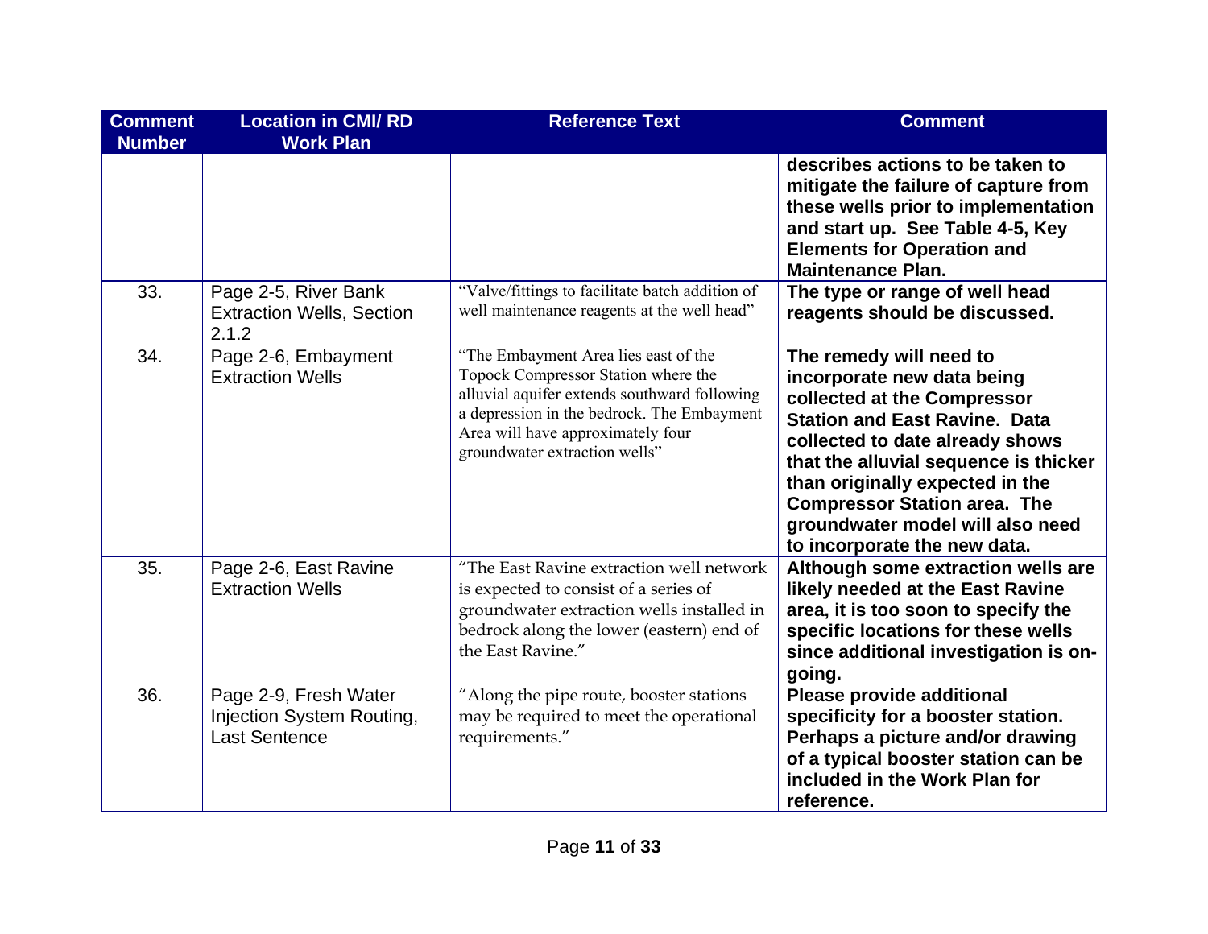| Comment Number | Location in CMI/ RD Work Plan | Reference Text | Comment |
|---|---|---|---|
| | | | **describes actions to be taken to mitigate the failure of capture from these wells prior to implementation and start up. See Table 4-5, Key Elements for Operation and Maintenance Plan.** |
| 33. | Page 2-5, River Bank Extraction Wells, Section 2.1.2 | "Valve/fittings to facilitate batch addition of well maintenance reagents at the well head" | **The type or range of well head reagents should be discussed.** |
| 34. | Page 2-6, Embayment Extraction Wells | "The Embayment Area lies east of the Topock Compressor Station where the alluvial aquifer extends southward following a depression in the bedrock. The Embayment Area will have approximately four groundwater extraction wells" | **The remedy will need to incorporate new data being collected at the Compressor Station and East Ravine. Data collected to date already shows that the alluvial sequence is thicker than originally expected in the Compressor Station area. The groundwater model will also need to incorporate the new data.** |
| 35. | Page 2-6, East Ravine Extraction Wells | "The East Ravine extraction well network is expected to consist of a series of groundwater extraction wells installed in bedrock along the lower (eastern) end of the East Ravine." | **Although some extraction wells are likely needed at the East Ravine area, it is too soon to specify the specific locations for these wells since additional investigation is on-going.** |
| 36. | Page 2-9, Fresh Water Injection System Routing, Last Sentence | "Along the pipe route, booster stations may be required to meet the operational requirements." | **Please provide additional specificity for a booster station. Perhaps a picture and/or drawing of a typical booster station can be included in the Work Plan for reference.** |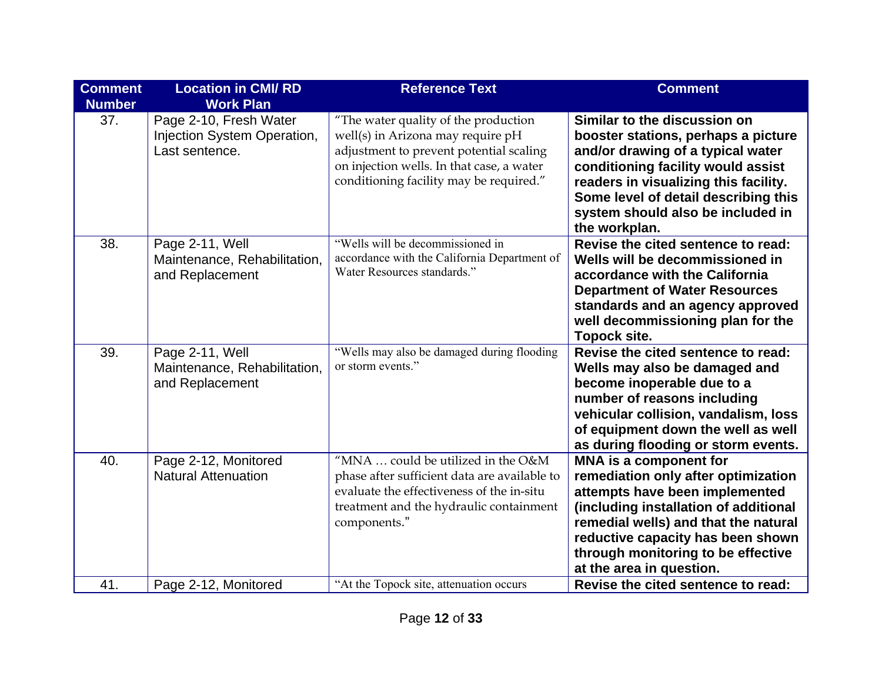| Comment Number | Location in CMI/ RD Work Plan | Reference Text | Comment |
|---|---|---|---|
| 37. | Page 2-10, Fresh Water Injection System Operation, Last sentence. | "The water quality of the production well(s) in Arizona may require pH adjustment to prevent potential scaling on injection wells. In that case, a water conditioning facility may be required." | **Similar to the discussion on booster stations, perhaps a picture and/or drawing of a typical water conditioning facility would assist readers in visualizing this facility. Some level of detail describing this system should also be included in the workplan.** |
| 38. | Page 2-11, Well Maintenance, Rehabilitation, and Replacement | "Wells will be decommissioned in accordance with the California Department of Water Resources standards." | **Revise the cited sentence to read: Wells will be decommissioned in accordance with the California Department of Water Resources standards and an agency approved well decommissioning plan for the Topock site.** |
| 39. | Page 2-11, Well Maintenance, Rehabilitation, and Replacement | "Wells may also be damaged during flooding or storm events." | **Revise the cited sentence to read: Wells may also be damaged and become inoperable due to a number of reasons including vehicular collision, vandalism, loss of equipment down the well as well as during flooding or storm events.** |
| 40. | Page 2-12, Monitored Natural Attenuation | "MNA … could be utilized in the O&M phase after sufficient data are available to evaluate the effectiveness of the in-situ treatment and the hydraulic containment components." | **MNA is a component for remediation only after optimization attempts have been implemented (including installation of additional remedial wells) and that the natural reductive capacity has been shown through monitoring to be effective at the area in question.** |
| 41. | Page 2-12, Monitored | "At the Topock site, attenuation occurs | **Revise the cited sentence to read:** |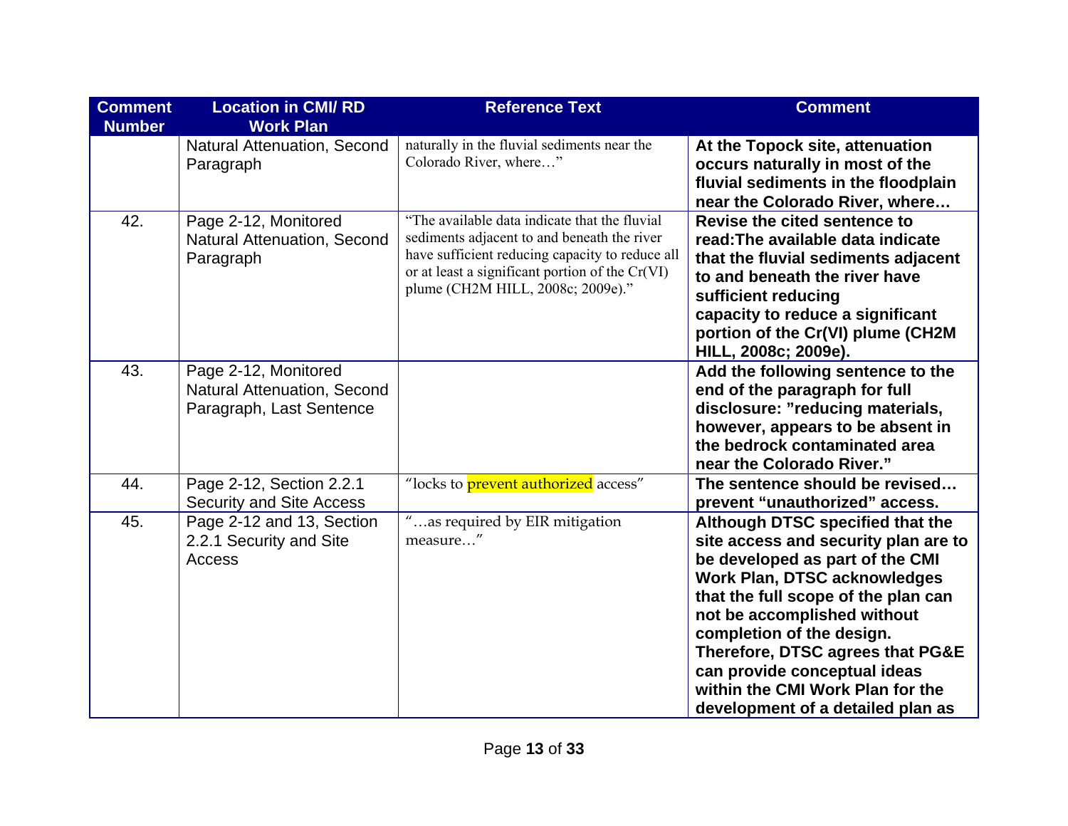| Comment Number | Location in CMI/ RD Work Plan | Reference Text | Comment |
|---|---|---|---|
| | Natural Attenuation, Second Paragraph | naturally in the fluvial sediments near the Colorado River, where…" | **At the Topock site, attenuation occurs naturally in most of the fluvial sediments in the floodplain near the Colorado River, where…** |
| 42. | Page 2-12, Monitored Natural Attenuation, Second Paragraph | "The available data indicate that the fluvial sediments adjacent to and beneath the river have sufficient reducing capacity to reduce all or at least a significant portion of the Cr(VI) plume (CH2M HILL, 2008c; 2009e)." | **Revise the cited sentence to read:The available data indicate that the fluvial sediments adjacent to and beneath the river have sufficient reducing capacity to reduce a significant portion of the Cr(VI) plume (CH2M HILL, 2008c; 2009e).** |
| 43. | Page 2-12, Monitored Natural Attenuation, Second Paragraph, Last Sentence | | **Add the following sentence to the end of the paragraph for full disclosure: "reducing materials, however, appears to be absent in the bedrock contaminated area near the Colorado River."** |
| 44. | Page 2-12, Section 2.2.1 Security and Site Access | "locks to prevent authorized access" | **The sentence should be revised… prevent "unauthorized" access.** |
| 45. | Page 2-12 and 13, Section 2.2.1 Security and Site Access | "…as required by EIR mitigation measure…" | **Although DTSC specified that the site access and security plan are to be developed as part of the CMI Work Plan, DTSC acknowledges that the full scope of the plan can not be accomplished without completion of the design. Therefore, DTSC agrees that PG&E can provide conceptual ideas within the CMI Work Plan for the development of a detailed plan as** |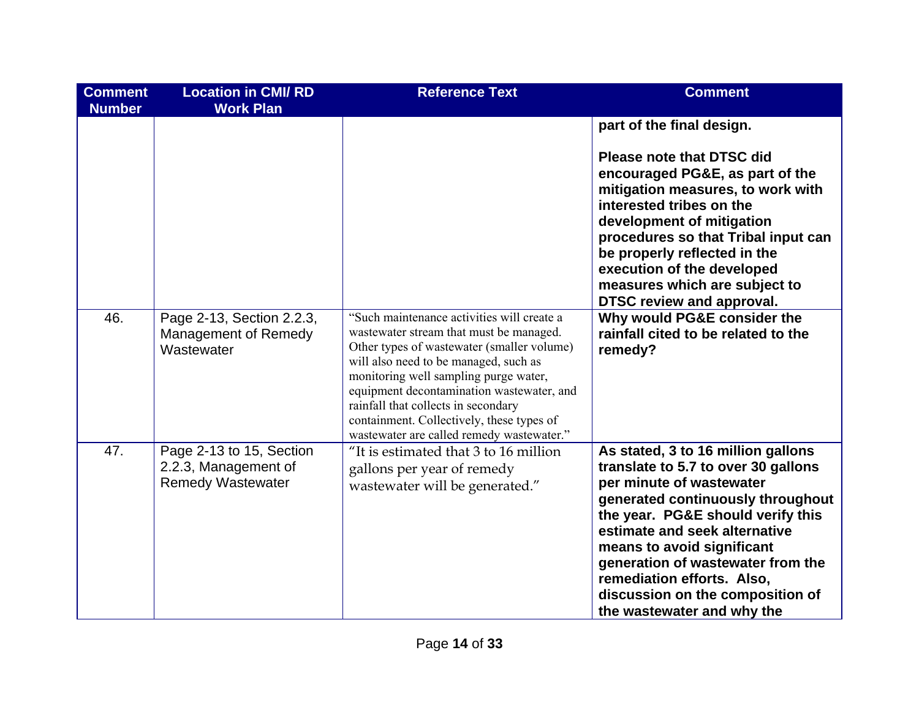| Comment Number | Location in CMI/ RD Work Plan | Reference Text | Comment |
|---|---|---|---|
| | | | **part of the final design.**<br><br>**Please note that DTSC did encouraged PG&E, as part of the mitigation measures, to work with interested tribes on the development of mitigation procedures so that Tribal input can be properly reflected in the execution of the developed measures which are subject to DTSC review and approval.** |
| 46. | Page 2-13, Section 2.2.3, Management of Remedy Wastewater | "Such maintenance activities will create a wastewater stream that must be managed. Other types of wastewater (smaller volume) will also need to be managed, such as monitoring well sampling purge water, equipment decontamination wastewater, and rainfall that collects in secondary containment. Collectively, these types of wastewater are called remedy wastewater." | **Why would PG&E consider the rainfall cited to be related to the remedy?** |
| 47. | Page 2-13 to 15, Section 2.2.3, Management of Remedy Wastewater | "It is estimated that 3 to 16 million gallons per year of remedy wastewater will be generated." | **As stated, 3 to 16 million gallons translate to 5.7 to over 30 gallons per minute of wastewater generated continuously throughout the year. PG&E should verify this estimate and seek alternative means to avoid significant generation of wastewater from the remediation efforts. Also, discussion on the composition of the wastewater and why the** |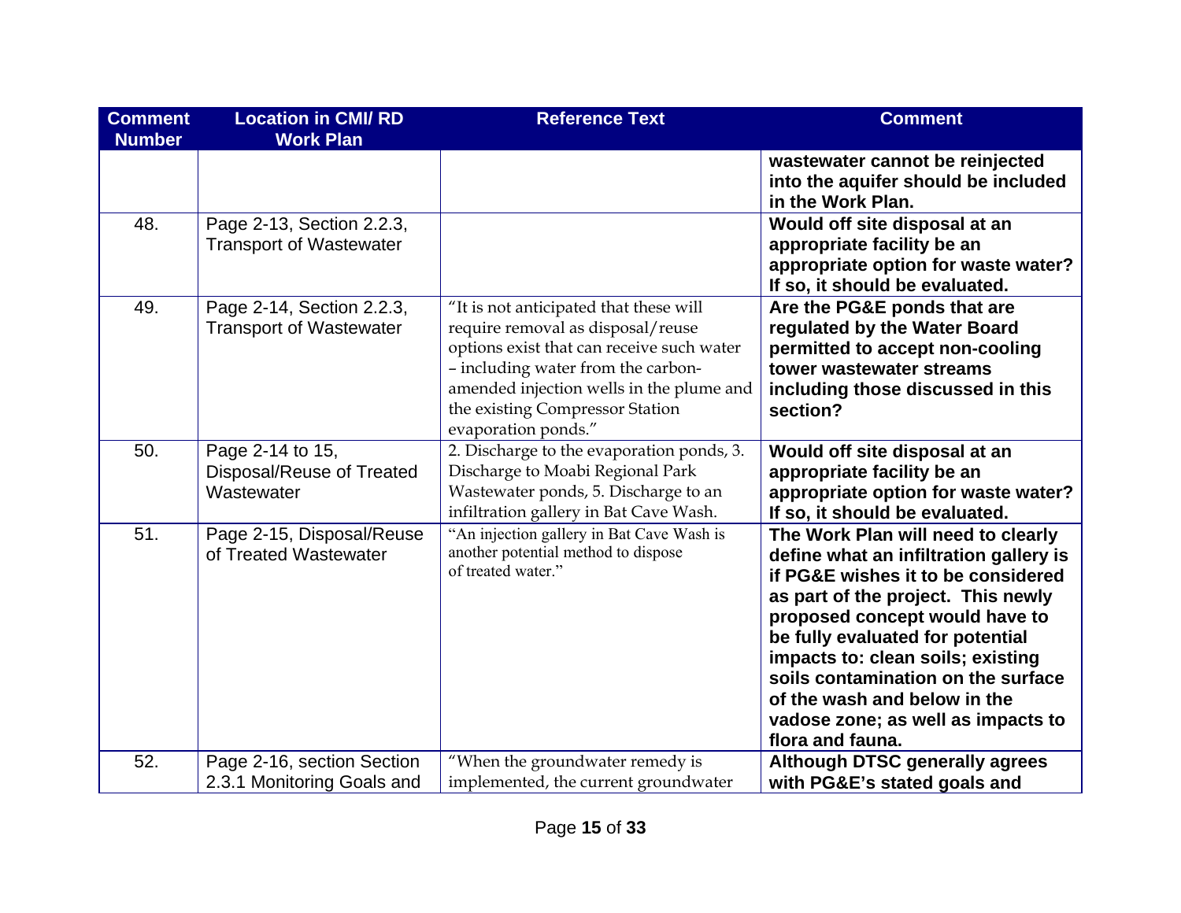| Comment Number | Location in CMI/ RD Work Plan | Reference Text | Comment |
|---|---|---|---|
| | | | **wastewater cannot be reinjected into the aquifer should be included in the Work Plan.** |
| 48. | Page 2-13, Section 2.2.3, Transport of Wastewater | | **Would off site disposal at an appropriate facility be an appropriate option for waste water? If so, it should be evaluated.** |
| 49. | Page 2-14, Section 2.2.3, Transport of Wastewater | "It is not anticipated that these will require removal as disposal/reuse options exist that can receive such water – including water from the carbon-amended injection wells in the plume and the existing Compressor Station evaporation ponds." | **Are the PG&E ponds that are regulated by the Water Board permitted to accept non-cooling tower wastewater streams including those discussed in this section?** |
| 50. | Page 2-14 to 15, Disposal/Reuse of Treated Wastewater | 2. Discharge to the evaporation ponds, 3. Discharge to Moabi Regional Park Wastewater ponds, 5. Discharge to an infiltration gallery in Bat Cave Wash. | **Would off site disposal at an appropriate facility be an appropriate option for waste water? If so, it should be evaluated.** |
| 51. | Page 2-15, Disposal/Reuse of Treated Wastewater | "An injection gallery in Bat Cave Wash is another potential method to dispose of treated water." | **The Work Plan will need to clearly define what an infiltration gallery is if PG&E wishes it to be considered as part of the project. This newly proposed concept would have to be fully evaluated for potential impacts to: clean soils; existing soils contamination on the surface of the wash and below in the vadose zone; as well as impacts to flora and fauna.** |
| 52. | Page 2-16, section Section 2.3.1 Monitoring Goals and | "When the groundwater remedy is implemented, the current groundwater | **Although DTSC generally agrees with PG&E's stated goals and** |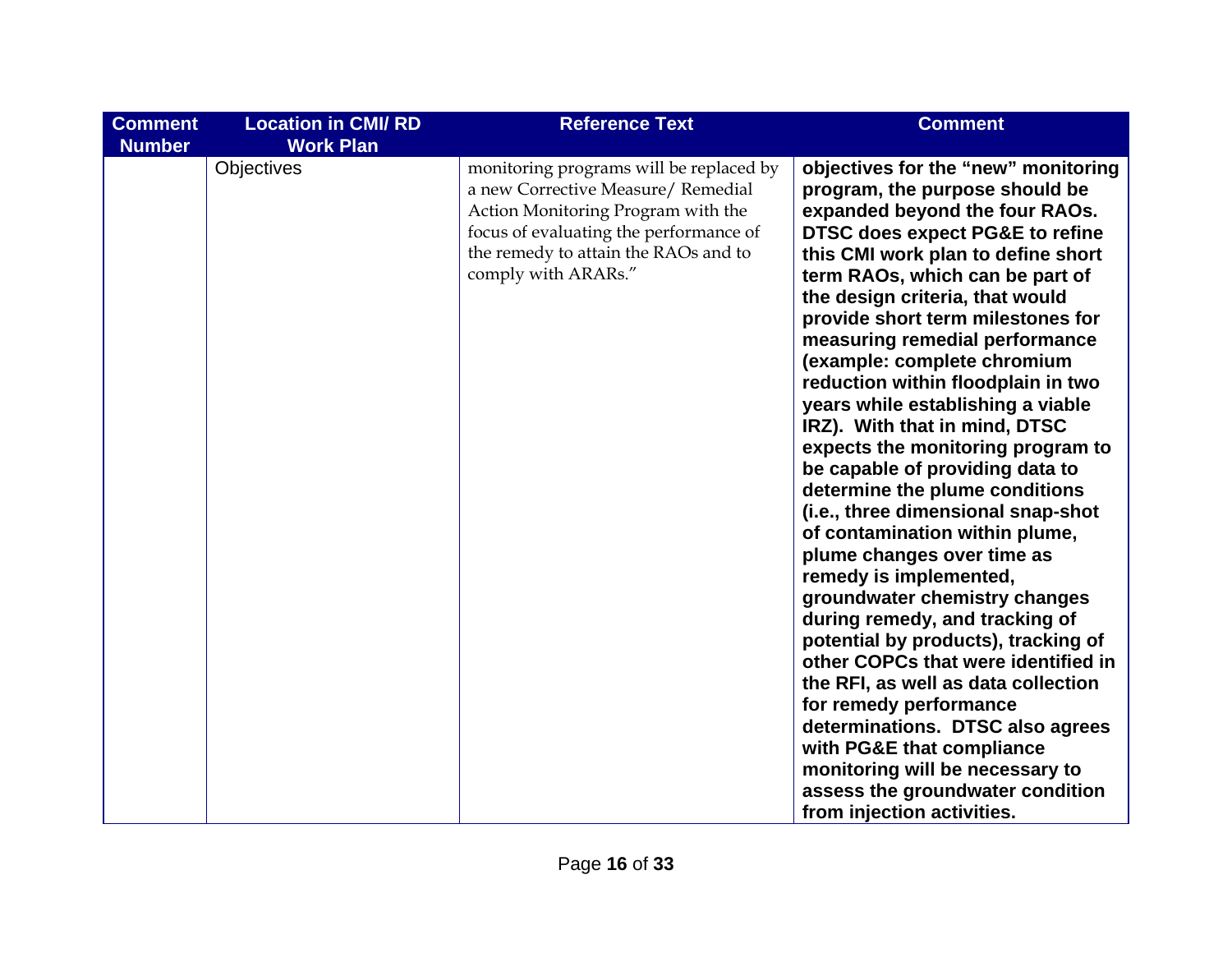| Comment Number | Location in CMI/ RD Work Plan | Reference Text | Comment |
|---|---|---|---|
| | Objectives | monitoring programs will be replaced by a new Corrective Measure/ Remedial Action Monitoring Program with the focus of evaluating the performance of the remedy to attain the RAOs and to comply with ARARs." | **objectives for the "new" monitoring program, the purpose should be expanded beyond the four RAOs. DTSC does expect PG&E to refine this CMI work plan to define short term RAOs, which can be part of the design criteria, that would provide short term milestones for measuring remedial performance (example: complete chromium reduction within floodplain in two years while establishing a viable IRZ). With that in mind, DTSC expects the monitoring program to be capable of providing data to determine the plume conditions (i.e., three dimensional snap-shot of contamination within plume, plume changes over time as remedy is implemented, groundwater chemistry changes during remedy, and tracking of potential by products), tracking of other COPCs that were identified in the RFI, as well as data collection for remedy performance determinations. DTSC also agrees with PG&E that compliance monitoring will be necessary to assess the groundwater condition from injection activities.** |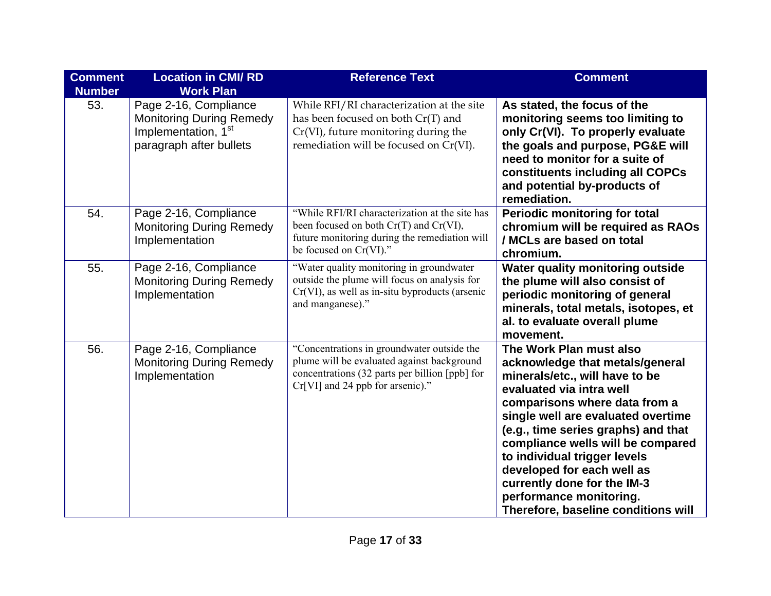| Comment Number | Location in CMI/ RD Work Plan | Reference Text | Comment |
|---|---|---|---|
| 53. | Page 2-16, Compliance Monitoring During Remedy Implementation, 1[st] paragraph after bullets | While RFI/RI characterization at the site has been focused on both Cr(T) and Cr(VI), future monitoring during the remediation will be focused on Cr(VI). | **As stated, the focus of the monitoring seems too limiting to only Cr(VI). To properly evaluate the goals and purpose, PG&E will need to monitor for a suite of constituents including all COPCs and potential by-products of remediation.** |
| 54. | Page 2-16, Compliance Monitoring During Remedy Implementation | "While RFI/RI characterization at the site has been focused on both Cr(T) and Cr(VI), future monitoring during the remediation will be focused on Cr(VI)." | **Periodic monitoring for total chromium will be required as RAOs / MCLs are based on total chromium.** |
| 55. | Page 2-16, Compliance Monitoring During Remedy Implementation | "Water quality monitoring in groundwater outside the plume will focus on analysis for Cr(VI), as well as in-situ byproducts (arsenic and manganese)." | **Water quality monitoring outside the plume will also consist of periodic monitoring of general minerals, total metals, isotopes, et al. to evaluate overall plume movement.** |
| 56. | Page 2-16, Compliance Monitoring During Remedy Implementation | "Concentrations in groundwater outside the plume will be evaluated against background concentrations (32 parts per billion [ppb] for Cr[VI] and 24 ppb for arsenic)." | **The Work Plan must also acknowledge that metals/general minerals/etc., will have to be evaluated via intra well comparisons where data from a single well are evaluated overtime (e.g., time series graphs) and that compliance wells will be compared to individual trigger levels developed for each well as currently done for the IM-3 performance monitoring. Therefore, baseline conditions will** |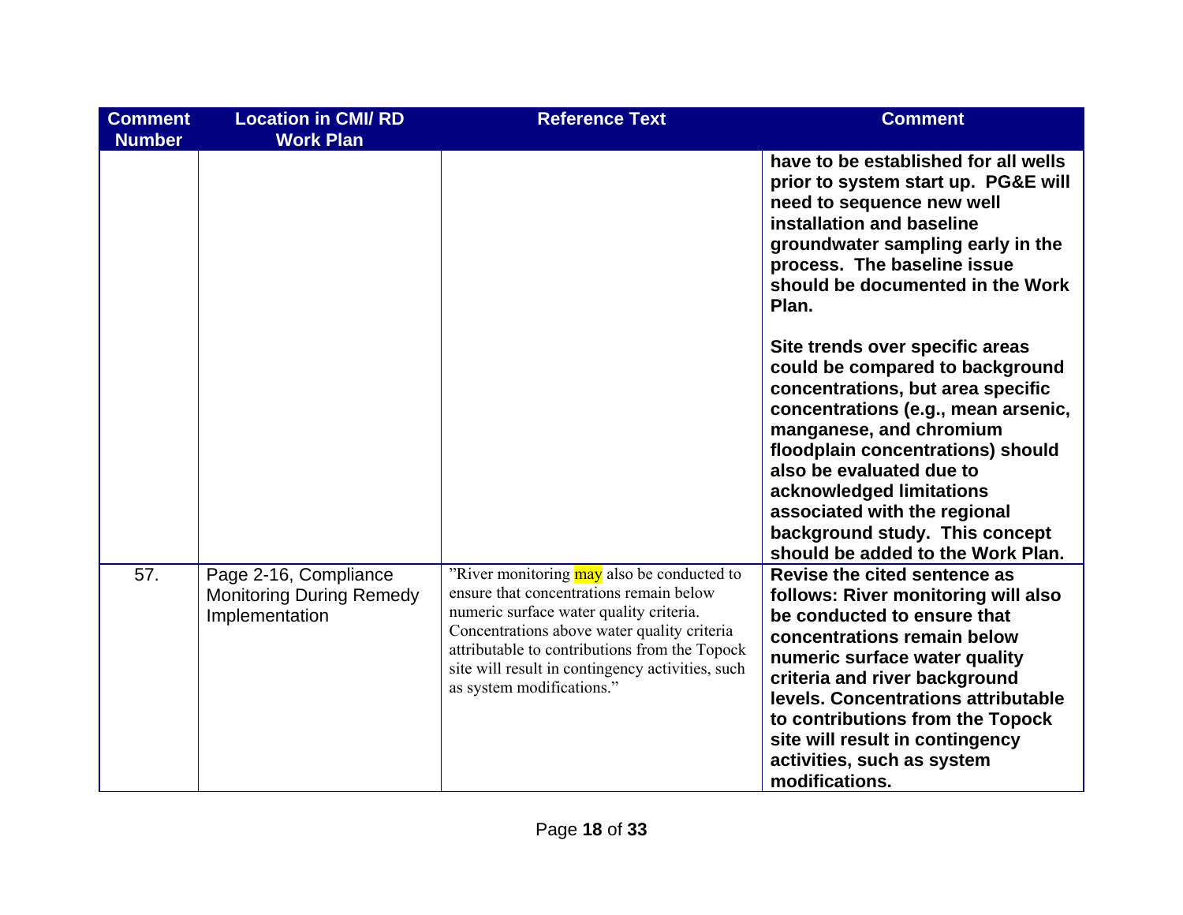| Comment Number | Location in CMI/ RD Work Plan | Reference Text | Comment |
|---|---|---|---|
| | | | **have to be established for all wells prior to system start up. PG&E will need to sequence new well installation and baseline groundwater sampling early in the process. The baseline issue should be documented in the Work Plan.**<br><br>**Site trends over specific areas could be compared to background concentrations, but area specific concentrations (e.g., mean arsenic, manganese, and chromium floodplain concentrations) should also be evaluated due to acknowledged limitations associated with the regional background study. This concept should be added to the Work Plan.** |
| 57. | Page 2-16, Compliance Monitoring During Remedy Implementation | "River monitoring may also be conducted to ensure that concentrations remain below numeric surface water quality criteria. Concentrations above water quality criteria attributable to contributions from the Topock site will result in contingency activities, such as system modifications." | **Revise the cited sentence as follows: River monitoring will also be conducted to ensure that concentrations remain below numeric surface water quality criteria and river background levels. Concentrations attributable to contributions from the Topock site will result in contingency activities, such as system modifications.** |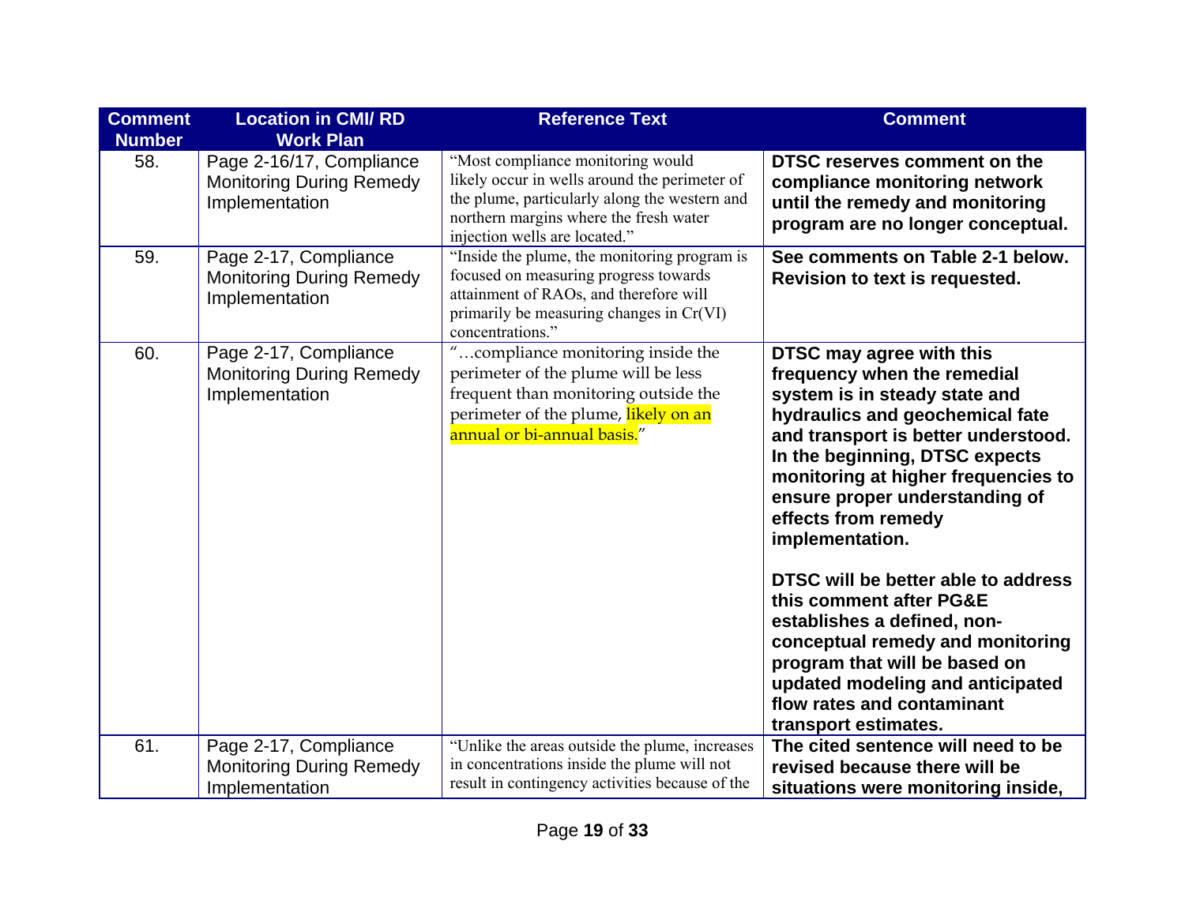| Comment Number | Location in CMI/ RD Work Plan | Reference Text | Comment |
|---|---|---|---|
| 58. | Page 2-16/17, Compliance Monitoring During Remedy Implementation | "Most compliance monitoring would likely occur in wells around the perimeter of the plume, particularly along the western and northern margins where the fresh water injection wells are located." | **DTSC reserves comment on the compliance monitoring network until the remedy and monitoring program are no longer conceptual.** |
| 59. | Page 2-17, Compliance Monitoring During Remedy Implementation | "Inside the plume, the monitoring program is focused on measuring progress towards attainment of RAOs, and therefore will primarily be measuring changes in Cr(VI) concentrations." | **See comments on Table 2-1 below. Revision to text is requested.** |
| 60. | Page 2-17, Compliance Monitoring During Remedy Implementation | "…compliance monitoring inside the perimeter of the plume will be less frequent than monitoring outside the perimeter of the plume, likely on an annual or bi-annual basis." | **DTSC may agree with this frequency when the remedial system is in steady state and hydraulics and geochemical fate and transport is better understood. In the beginning, DTSC expects monitoring at higher frequencies to ensure proper understanding of effects from remedy implementation.**<br><br>**DTSC will be better able to address this comment after PG&E establishes a defined, non-conceptual remedy and monitoring program that will be based on updated modeling and anticipated flow rates and contaminant transport estimates.** |
| 61. | Page 2-17, Compliance Monitoring During Remedy Implementation | "Unlike the areas outside the plume, increases in concentrations inside the plume will not result in contingency activities because of the | **The cited sentence will need to be revised because there will be situations were monitoring inside,** |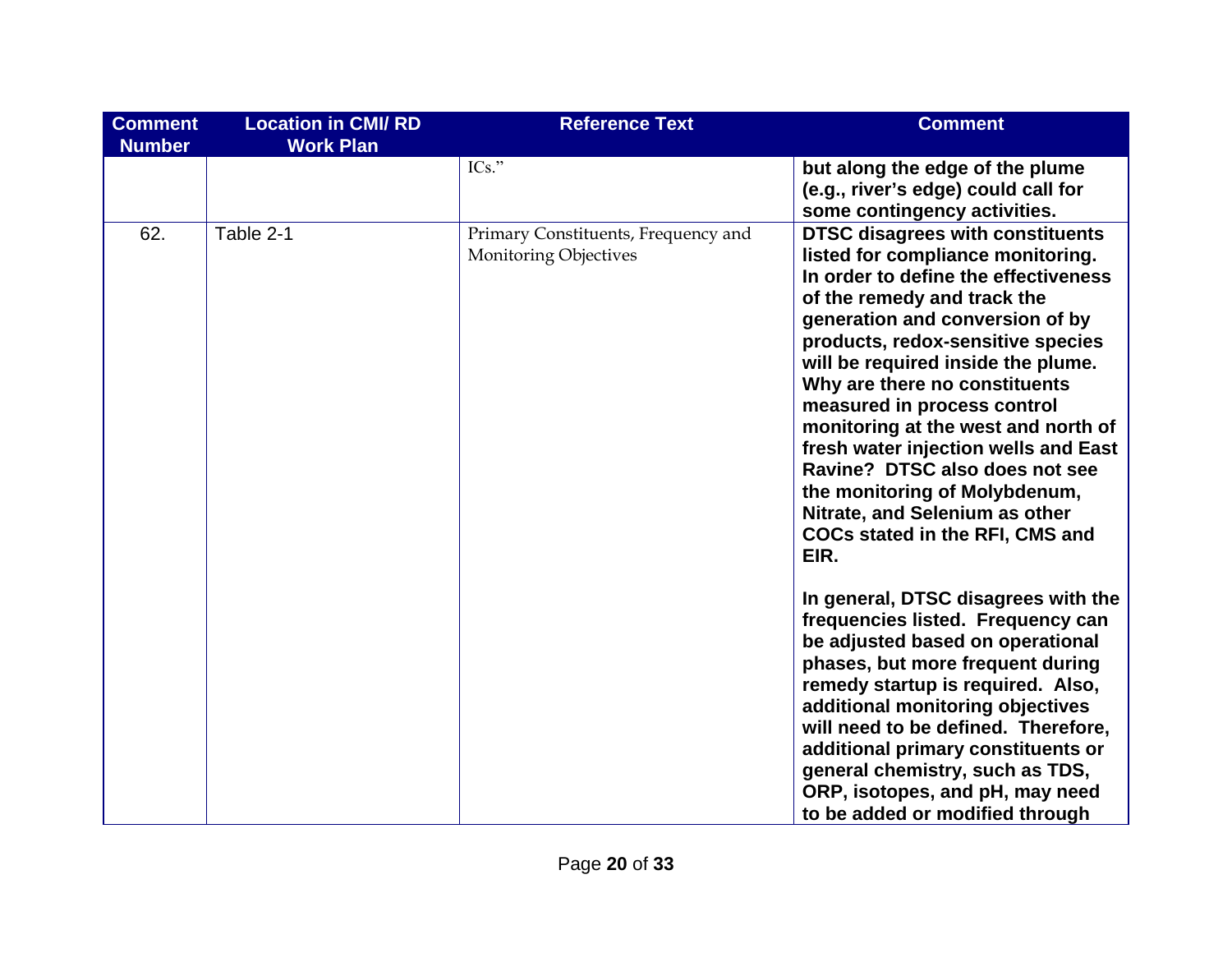| Comment Number | Location in CMI/ RD Work Plan | Reference Text | Comment |
|---|---|---|---|
| | | ICs." | **but along the edge of the plume (e.g., river's edge) could call for some contingency activities.** |
| 62. | Table 2-1 | Primary Constituents, Frequency and Monitoring Objectives | **DTSC disagrees with constituents listed for compliance monitoring. In order to define the effectiveness of the remedy and track the generation and conversion of by products, redox-sensitive species will be required inside the plume. Why are there no constituents measured in process control monitoring at the west and north of fresh water injection wells and East Ravine? DTSC also does not see the monitoring of Molybdenum, Nitrate, and Selenium as other COCs stated in the RFI, CMS and EIR.**<br><br>**In general, DTSC disagrees with the frequencies listed. Frequency can be adjusted based on operational phases, but more frequent during remedy startup is required. Also, additional monitoring objectives will need to be defined. Therefore, additional primary constituents or general chemistry, such as TDS, ORP, isotopes, and pH, may need to be added or modified through** |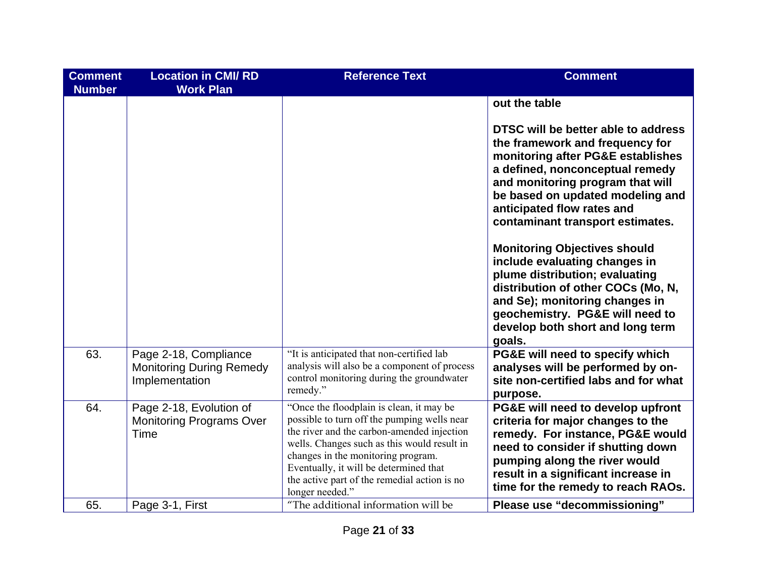| Comment Number | Location in CMI/ RD Work Plan | Reference Text | Comment |
|---|---|---|---|
| | | | **out the table**<br><br>**DTSC will be better able to address the framework and frequency for monitoring after PG&E establishes a defined, nonconceptual remedy and monitoring program that will be based on updated modeling and anticipated flow rates and contaminant transport estimates.**<br><br>**Monitoring Objectives should include evaluating changes in plume distribution; evaluating distribution of other COCs (Mo, N, and Se); monitoring changes in geochemistry. PG&E will need to develop both short and long term goals.** |
| 63. | Page 2-18, Compliance Monitoring During Remedy Implementation | "It is anticipated that non-certified lab analysis will also be a component of process control monitoring during the groundwater remedy." | **PG&E will need to specify which analyses will be performed by on-site non-certified labs and for what purpose.** |
| 64. | Page 2-18, Evolution of Monitoring Programs Over Time | "Once the floodplain is clean, it may be possible to turn off the pumping wells near the river and the carbon-amended injection wells. Changes such as this would result in changes in the monitoring program. Eventually, it will be determined that the active part of the remedial action is no longer needed." | **PG&E will need to develop upfront criteria for major changes to the remedy. For instance, PG&E would need to consider if shutting down pumping along the river would result in a significant increase in time for the remedy to reach RAOs.** |
| 65. | Page 3-1, First | "The additional information will be | **Please use "decommissioning"** |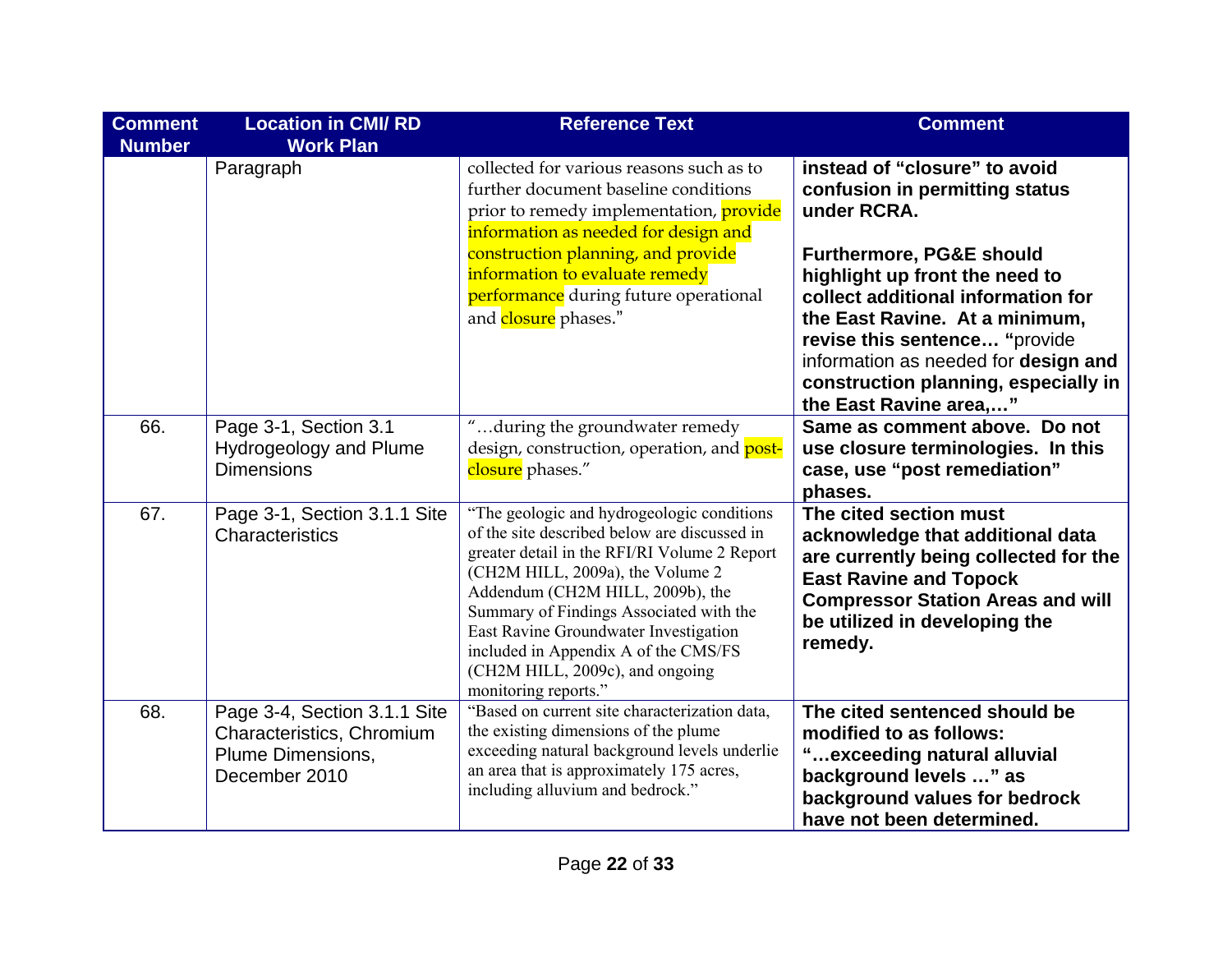| Comment Number | Location in CMI/ RD Work Plan | Reference Text | Comment |
|---|---|---|---|
| | Paragraph | collected for various reasons such as to further document baseline conditions prior to remedy implementation, provide information as needed for design and construction planning, and provide information to evaluate remedy performance during future operational and closure phases." | **instead of "closure" to avoid confusion in permitting status under RCRA.** <br><br> **Furthermore, PG&E should highlight up front the need to collect additional information for the East Ravine. At a minimum, revise this sentence… "**provide information as needed for **design and construction planning, especially in the East Ravine area,…"** |
| 66. | Page 3-1, Section 3.1 Hydrogeology and Plume Dimensions | "…during the groundwater remedy design, construction, operation, and post-closure phases." | **Same as comment above. Do not use closure terminologies. In this case, use "post remediation" phases.** |
| 67. | Page 3-1, Section 3.1.1 Site Characteristics | "The geologic and hydrogeologic conditions of the site described below are discussed in greater detail in the RFI/RI Volume 2 Report (CH2M HILL, 2009a), the Volume 2 Addendum (CH2M HILL, 2009b), the Summary of Findings Associated with the East Ravine Groundwater Investigation included in Appendix A of the CMS/FS (CH2M HILL, 2009c), and ongoing monitoring reports." | **The cited section must acknowledge that additional data are currently being collected for the East Ravine and Topock Compressor Station Areas and will be utilized in developing the remedy.** |
| 68. | Page 3-4, Section 3.1.1 Site Characteristics, Chromium Plume Dimensions, December 2010 | "Based on current site characterization data, the existing dimensions of the plume exceeding natural background levels underlie an area that is approximately 175 acres, including alluvium and bedrock." | **The cited sentenced should be modified to as follows: "…exceeding natural alluvial background levels …" as background values for bedrock have not been determined.** |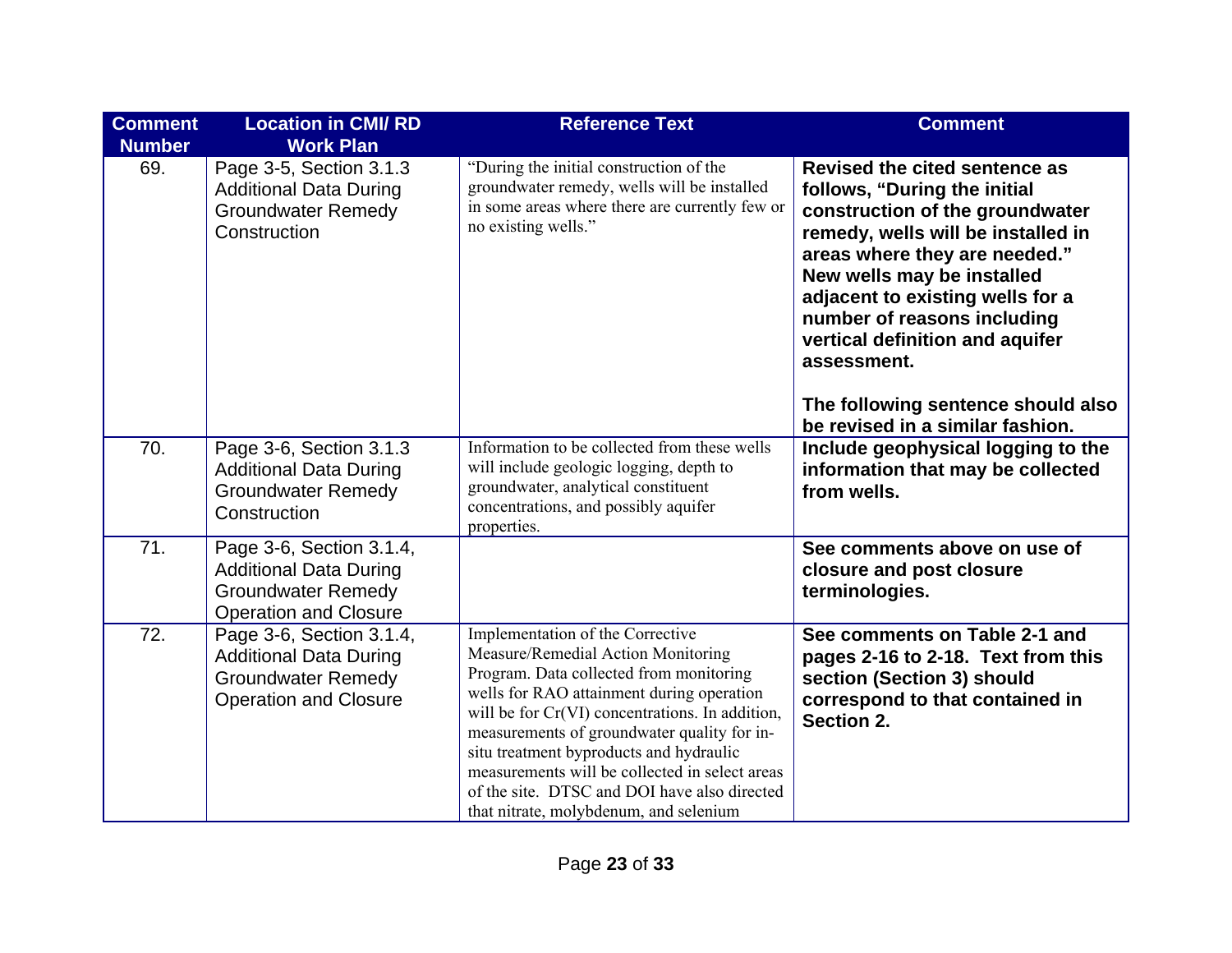| Comment Number | Location in CMI/ RD Work Plan | Reference Text | Comment |
|---|---|---|---|
| 69. | Page 3-5, Section 3.1.3 Additional Data During Groundwater Remedy Construction | "During the initial construction of the groundwater remedy, wells will be installed in some areas where there are currently few or no existing wells." | **Revised the cited sentence as follows, "During the initial construction of the groundwater remedy, wells will be installed in areas where they are needed." New wells may be installed adjacent to existing wells for a number of reasons including vertical definition and aquifer assessment.**<br><br>**The following sentence should also be revised in a similar fashion.** |
| 70. | Page 3-6, Section 3.1.3 Additional Data During Groundwater Remedy Construction | Information to be collected from these wells will include geologic logging, depth to groundwater, analytical constituent concentrations, and possibly aquifer properties. | **Include geophysical logging to the information that may be collected from wells.** |
| 71. | Page 3-6, Section 3.1.4, Additional Data During Groundwater Remedy Operation and Closure | | **See comments above on use of closure and post closure terminologies.** |
| 72. | Page 3-6, Section 3.1.4, Additional Data During Groundwater Remedy Operation and Closure | Implementation of the Corrective Measure/Remedial Action Monitoring Program. Data collected from monitoring wells for RAO attainment during operation will be for Cr(VI) concentrations. In addition, measurements of groundwater quality for in-situ treatment byproducts and hydraulic measurements will be collected in select areas of the site. DTSC and DOI have also directed that nitrate, molybdenum, and selenium | **See comments on Table 2-1 and pages 2-16 to 2-18. Text from this section (Section 3) should correspond to that contained in Section 2.** |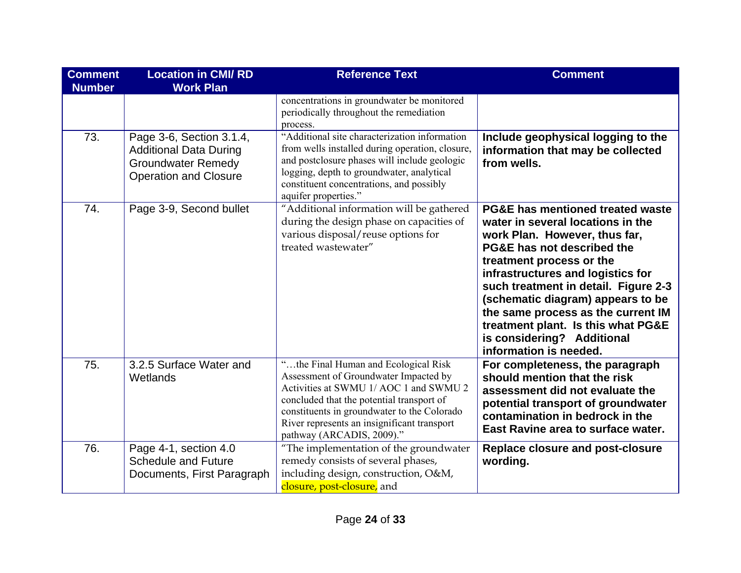| Comment Number | Location in CMI/ RD Work Plan | Reference Text | Comment |
|---|---|---|---|
| | | concentrations in groundwater be monitored periodically throughout the remediation process. | |
| 73. | Page 3-6, Section 3.1.4, Additional Data During Groundwater Remedy Operation and Closure | "Additional site characterization information from wells installed during operation, closure, and postclosure phases will include geologic logging, depth to groundwater, analytical constituent concentrations, and possibly aquifer properties." | **Include geophysical logging to the information that may be collected from wells.** |
| 74. | Page 3-9, Second bullet | "Additional information will be gathered during the design phase on capacities of various disposal/reuse options for treated wastewater" | **PG&E has mentioned treated waste water in several locations in the work Plan. However, thus far, PG&E has not described the treatment process or the infrastructures and logistics for such treatment in detail. Figure 2-3 (schematic diagram) appears to be the same process as the current IM treatment plant. Is this what PG&E is considering? Additional information is needed.** |
| 75. | 3.2.5 Surface Water and Wetlands | "…the Final Human and Ecological Risk Assessment of Groundwater Impacted by Activities at SWMU 1/ AOC 1 and SWMU 2 concluded that the potential transport of constituents in groundwater to the Colorado River represents an insignificant transport pathway (ARCADIS, 2009)." | **For completeness, the paragraph should mention that the risk assessment did not evaluate the potential transport of groundwater contamination in bedrock in the East Ravine area to surface water.** |
| 76. | Page 4-1, section 4.0 Schedule and Future Documents, First Paragraph | "The implementation of the groundwater remedy consists of several phases, including design, construction, O&M, closure, post-closure, and | **Replace closure and post-closure wording.** |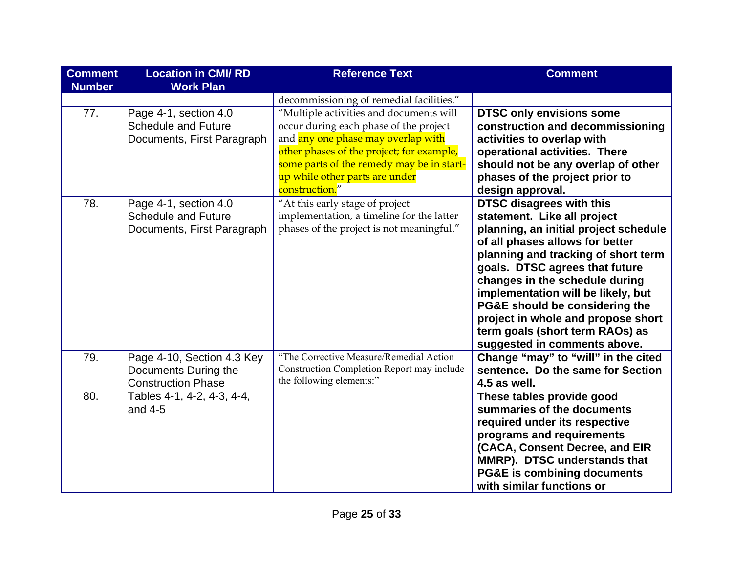| Comment Number | Location in CMI/ RD Work Plan | Reference Text | Comment |
|---|---|---|---|
| | | decommissioning of remedial facilities." | |
| 77. | Page 4-1, section 4.0 Schedule and Future Documents, First Paragraph | "Multiple activities and documents will occur during each phase of the project and any one phase may overlap with other phases of the project; for example, some parts of the remedy may be in start-up while other parts are under construction." | **DTSC only envisions some construction and decommissioning activities to overlap with operational activities. There should not be any overlap of other phases of the project prior to design approval.** |
| 78. | Page 4-1, section 4.0 Schedule and Future Documents, First Paragraph | "At this early stage of project implementation, a timeline for the latter phases of the project is not meaningful." | **DTSC disagrees with this statement. Like all project planning, an initial project schedule of all phases allows for better planning and tracking of short term goals. DTSC agrees that future changes in the schedule during implementation will be likely, but PG&E should be considering the project in whole and propose short term goals (short term RAOs) as suggested in comments above.** |
| 79. | Page 4-10, Section 4.3 Key Documents During the Construction Phase | "The Corrective Measure/Remedial Action Construction Completion Report may include the following elements:" | **Change "may" to "will" in the cited sentence. Do the same for Section 4.5 as well.** |
| 80. | Tables 4-1, 4-2, 4-3, 4-4, and 4-5 | | **These tables provide good summaries of the documents required under its respective programs and requirements (CACA, Consent Decree, and EIR MMRP). DTSC understands that PG&E is combining documents with similar functions or** |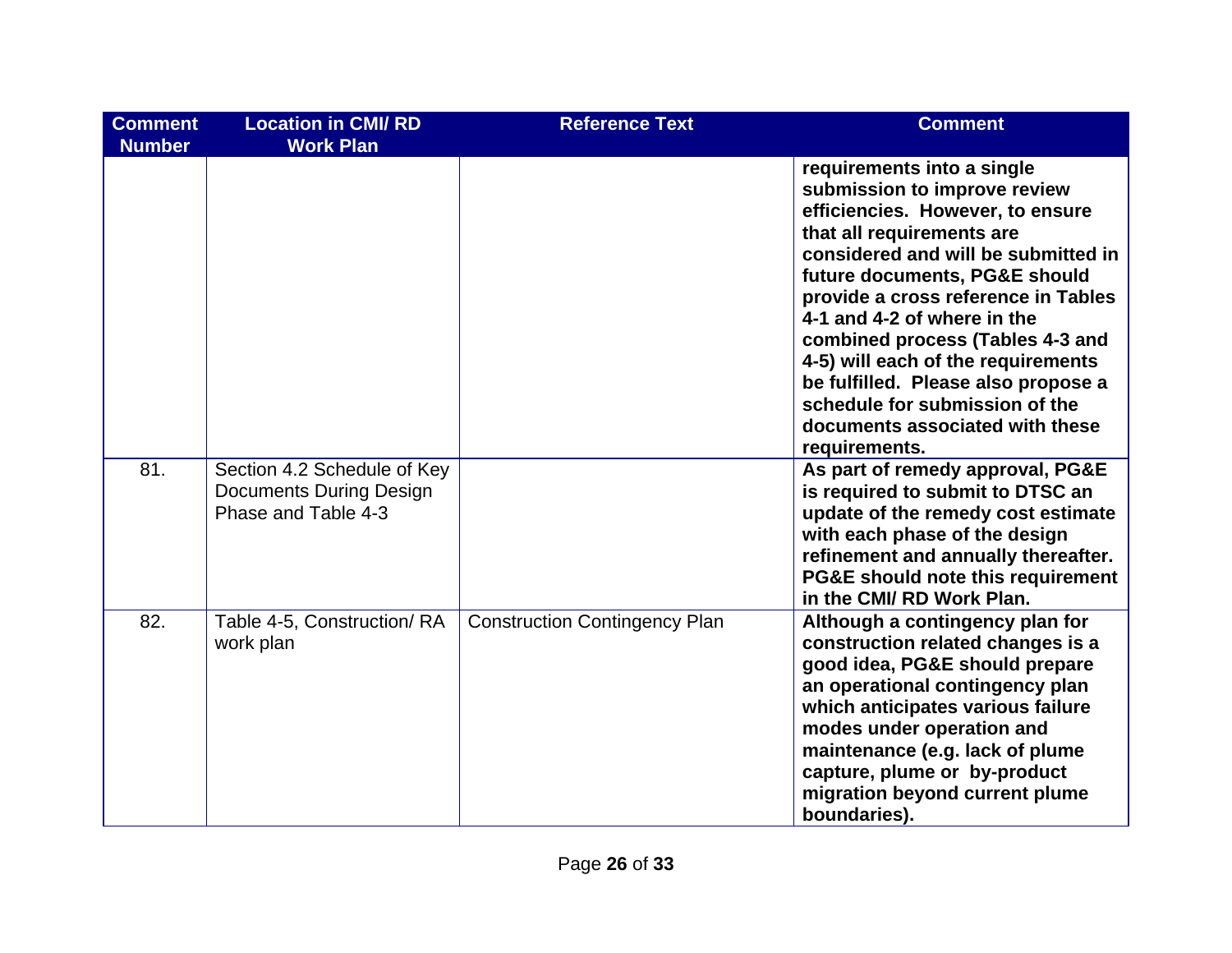| Comment Number | Location in CMI/ RD Work Plan | Reference Text | Comment |
|---|---|---|---|
| | | | **requirements into a single submission to improve review efficiencies. However, to ensure that all requirements are considered and will be submitted in future documents, PG&E should provide a cross reference in Tables 4-1 and 4-2 of where in the combined process (Tables 4-3 and 4-5) will each of the requirements be fulfilled. Please also propose a schedule for submission of the documents associated with these requirements.** |
| 81. | Section 4.2 Schedule of Key Documents During Design Phase and Table 4-3 | | **As part of remedy approval, PG&E is required to submit to DTSC an update of the remedy cost estimate with each phase of the design refinement and annually thereafter. PG&E should note this requirement in the CMI/ RD Work Plan.** |
| 82. | Table 4-5, Construction/ RA work plan | Construction Contingency Plan | **Although a contingency plan for construction related changes is a good idea, PG&E should prepare an operational contingency plan which anticipates various failure modes under operation and maintenance (e.g. lack of plume capture, plume or by-product migration beyond current plume boundaries).** |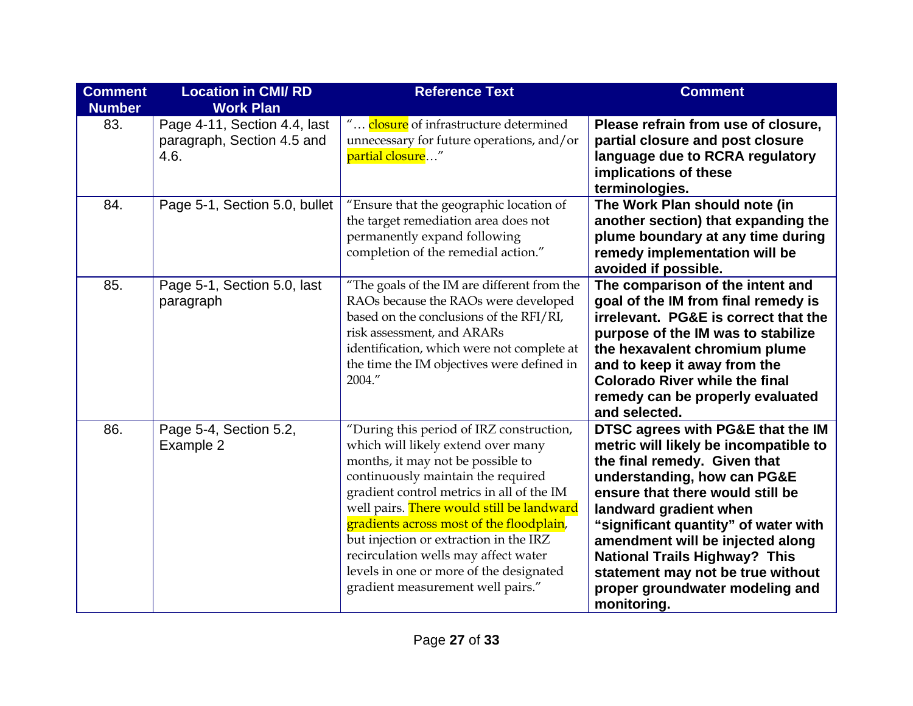| Comment Number | Location in CMI/ RD Work Plan | Reference Text | Comment |
|---|---|---|---|
| 83. | Page 4-11, Section 4.4, last paragraph, Section 4.5 and 4.6. | "… closure of infrastructure determined unnecessary for future operations, and/or partial closure…" | **Please refrain from use of closure, partial closure and post closure language due to RCRA regulatory implications of these terminologies.** |
| 84. | Page 5-1, Section 5.0, bullet | "Ensure that the geographic location of the target remediation area does not permanently expand following completion of the remedial action." | **The Work Plan should note (in another section) that expanding the plume boundary at any time during remedy implementation will be avoided if possible.** |
| 85. | Page 5-1, Section 5.0, last paragraph | "The goals of the IM are different from the RAOs because the RAOs were developed based on the conclusions of the RFI/RI, risk assessment, and ARARs identification, which were not complete at the time the IM objectives were defined in 2004." | **The comparison of the intent and goal of the IM from final remedy is irrelevant. PG&E is correct that the purpose of the IM was to stabilize the hexavalent chromium plume and to keep it away from the Colorado River while the final remedy can be properly evaluated and selected.** |
| 86. | Page 5-4, Section 5.2, Example 2 | "During this period of IRZ construction, which will likely extend over many months, it may not be possible to continuously maintain the required gradient control metrics in all of the IM well pairs. There would still be landward gradients across most of the floodplain, but injection or extraction in the IRZ recirculation wells may affect water levels in one or more of the designated gradient measurement well pairs." | **DTSC agrees with PG&E that the IM metric will likely be incompatible to the final remedy. Given that understanding, how can PG&E ensure that there would still be landward gradient when "significant quantity" of water with amendment will be injected along National Trails Highway? This statement may not be true without proper groundwater modeling and monitoring.** |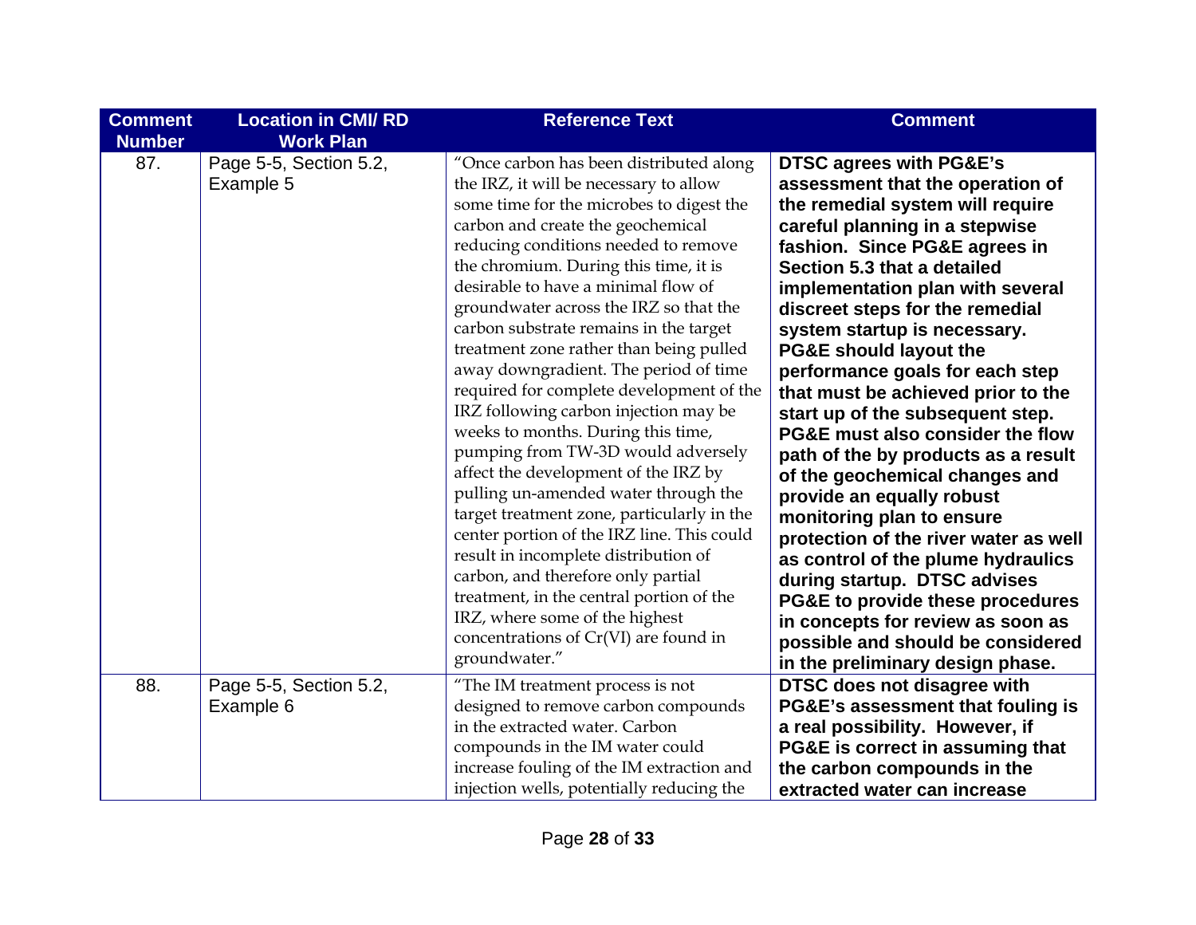| Comment Number | Location in CMI/ RD Work Plan | Reference Text | Comment |
|---|---|---|---|
| 87. | Page 5-5, Section 5.2, Example 5 | "Once carbon has been distributed along the IRZ, it will be necessary to allow some time for the microbes to digest the carbon and create the geochemical reducing conditions needed to remove the chromium. During this time, it is desirable to have a minimal flow of groundwater across the IRZ so that the carbon substrate remains in the target treatment zone rather than being pulled away downgradient. The period of time required for complete development of the IRZ following carbon injection may be weeks to months. During this time, pumping from TW-3D would adversely affect the development of the IRZ by pulling un-amended water through the target treatment zone, particularly in the center portion of the IRZ line. This could result in incomplete distribution of carbon, and therefore only partial treatment, in the central portion of the IRZ, where some of the highest concentrations of Cr(VI) are found in groundwater." | **DTSC agrees with PG&E's assessment that the operation of the remedial system will require careful planning in a stepwise fashion. Since PG&E agrees in Section 5.3 that a detailed implementation plan with several discreet steps for the remedial system startup is necessary. PG&E should layout the performance goals for each step that must be achieved prior to the start up of the subsequent step. PG&E must also consider the flow path of the by products as a result of the geochemical changes and provide an equally robust monitoring plan to ensure protection of the river water as well as control of the plume hydraulics during startup. DTSC advises PG&E to provide these procedures in concepts for review as soon as possible and should be considered in the preliminary design phase.** |
| 88. | Page 5-5, Section 5.2, Example 6 | "The IM treatment process is not designed to remove carbon compounds in the extracted water. Carbon compounds in the IM water could increase fouling of the IM extraction and injection wells, potentially reducing the | **DTSC does not disagree with PG&E's assessment that fouling is a real possibility. However, if PG&E is correct in assuming that the carbon compounds in the extracted water can increase** |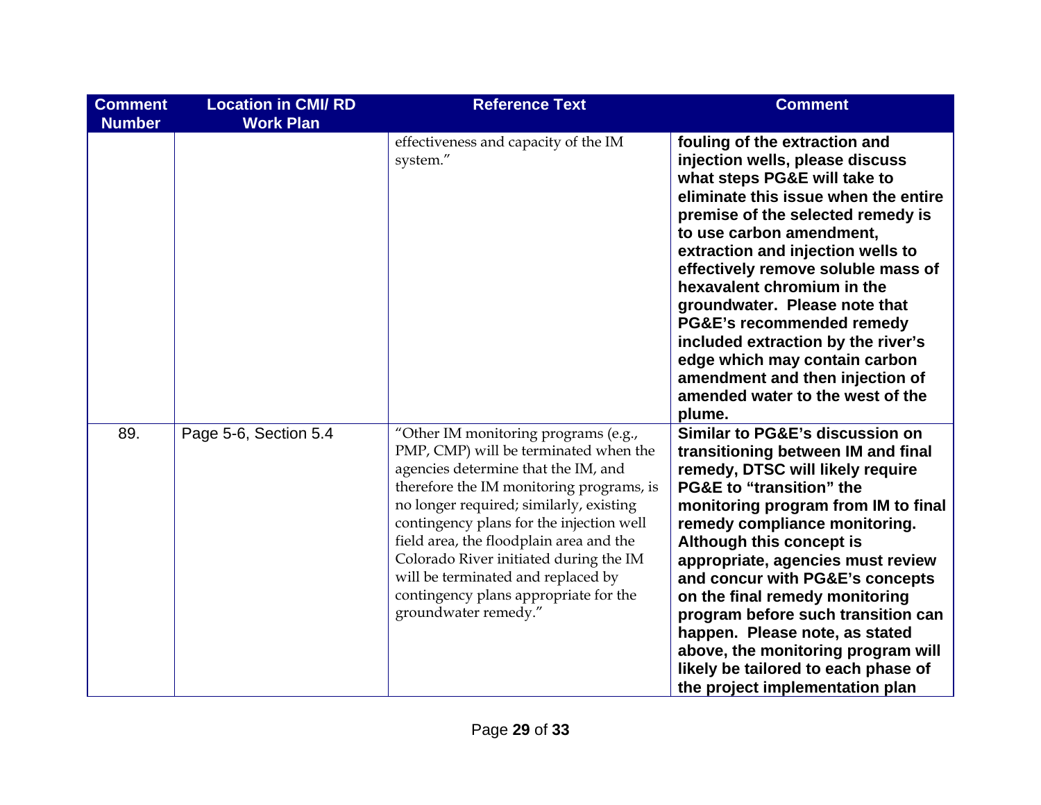| Comment Number | Location in CMI/ RD Work Plan | Reference Text | Comment |
| --- | --- | --- | --- |
| | | effectiveness and capacity of the IM system." | **fouling of the extraction and injection wells, please discuss what steps PG&E will take to eliminate this issue when the entire premise of the selected remedy is to use carbon amendment, extraction and injection wells to effectively remove soluble mass of hexavalent chromium in the groundwater. Please note that PG&E's recommended remedy included extraction by the river's edge which may contain carbon amendment and then injection of amended water to the west of the plume.** |
| 89. | Page 5-6, Section 5.4 | "Other IM monitoring programs (e.g., PMP, CMP) will be terminated when the agencies determine that the IM, and therefore the IM monitoring programs, is no longer required; similarly, existing contingency plans for the injection well field area, the floodplain area and the Colorado River initiated during the IM will be terminated and replaced by contingency plans appropriate for the groundwater remedy." | **Similar to PG&E's discussion on transitioning between IM and final remedy, DTSC will likely require PG&E to "transition" the monitoring program from IM to final remedy compliance monitoring. Although this concept is appropriate, agencies must review and concur with PG&E's concepts on the final remedy monitoring program before such transition can happen. Please note, as stated above, the monitoring program will likely be tailored to each phase of the project implementation plan** |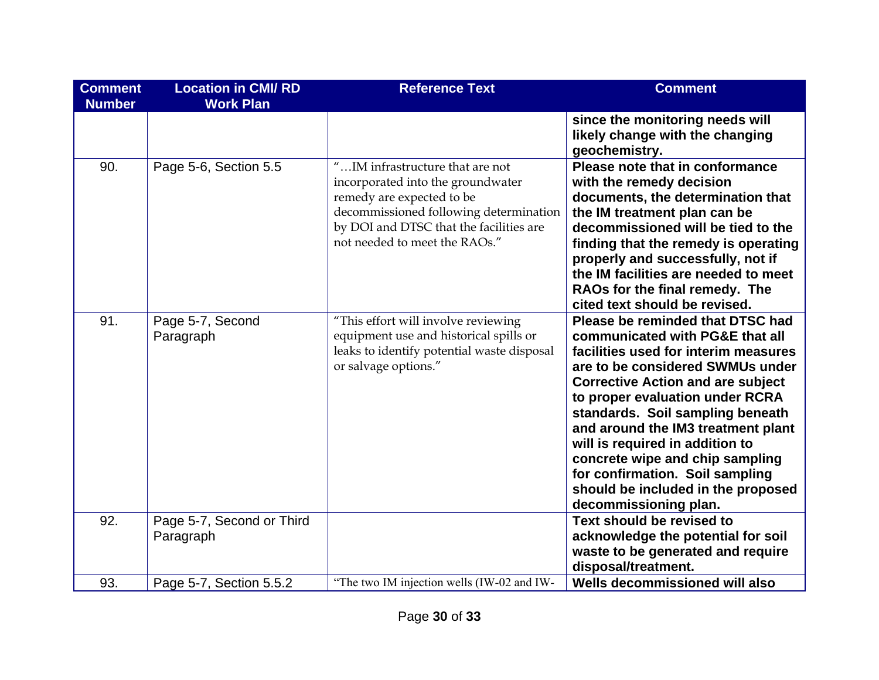| Comment Number | Location in CMI/ RD Work Plan | Reference Text | Comment |
|---|---|---|---|
| | | | **since the monitoring needs will likely change with the changing geochemistry.** |
| 90. | Page 5-6, Section 5.5 | "…IM infrastructure that are not incorporated into the groundwater remedy are expected to be decommissioned following determination by DOI and DTSC that the facilities are not needed to meet the RAOs." | **Please note that in conformance with the remedy decision documents, the determination that the IM treatment plan can be decommissioned will be tied to the finding that the remedy is operating properly and successfully, not if the IM facilities are needed to meet RAOs for the final remedy. The cited text should be revised.** |
| 91. | Page 5-7, Second Paragraph | "This effort will involve reviewing equipment use and historical spills or leaks to identify potential waste disposal or salvage options." | **Please be reminded that DTSC had communicated with PG&E that all facilities used for interim measures are to be considered SWMUs under Corrective Action and are subject to proper evaluation under RCRA standards. Soil sampling beneath and around the IM3 treatment plant will is required in addition to concrete wipe and chip sampling for confirmation. Soil sampling should be included in the proposed decommissioning plan.** |
| 92. | Page 5-7, Second or Third Paragraph | | **Text should be revised to acknowledge the potential for soil waste to be generated and require disposal/treatment.** |
| 93. | Page 5-7, Section 5.5.2 | "The two IM injection wells (IW-02 and IW- | **Wells decommissioned will also** |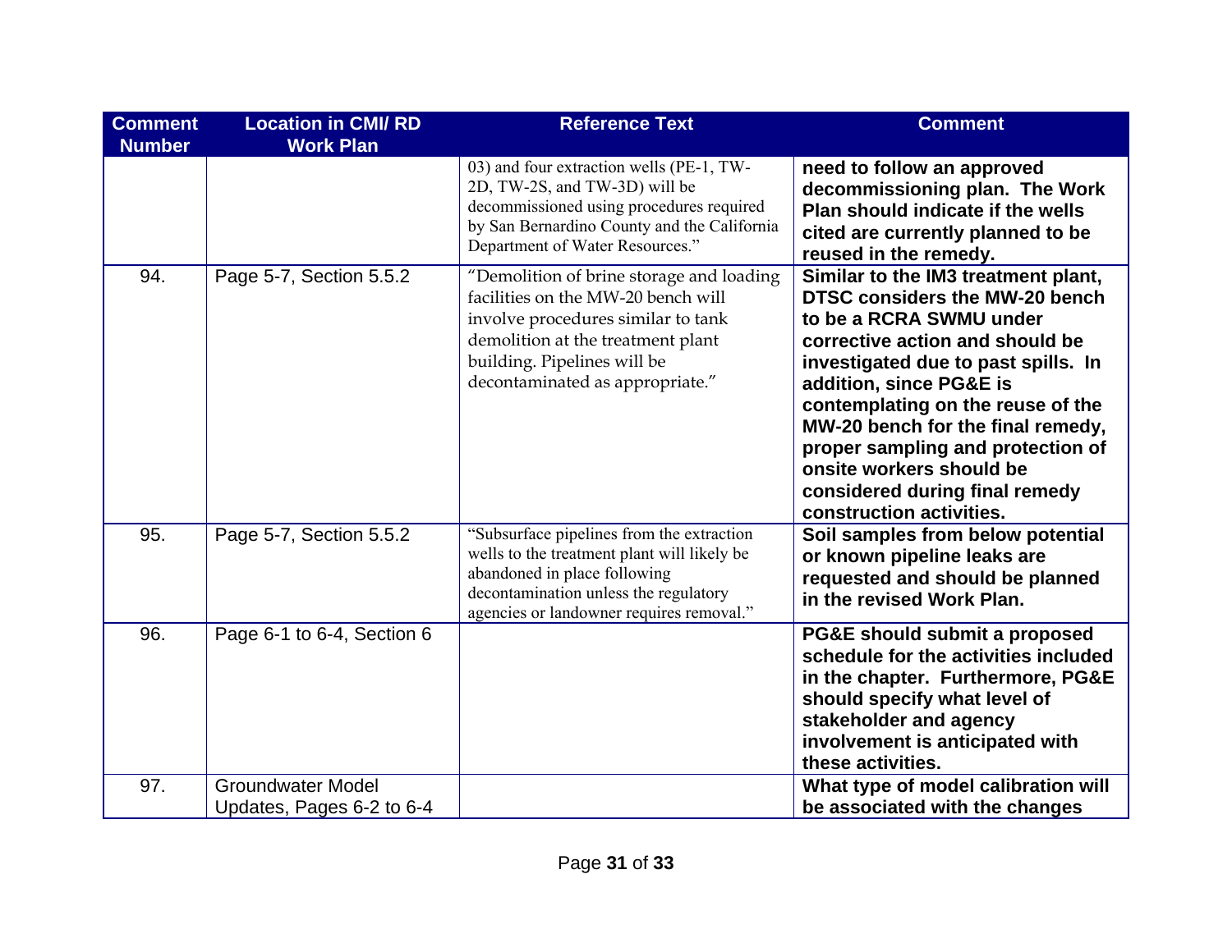| Comment Number | Location in CMI/ RD Work Plan | Reference Text | Comment |
|---|---|---|---|
| | | 03) and four extraction wells (PE-1, TW-2D, TW-2S, and TW-3D) will be decommissioned using procedures required by San Bernardino County and the California Department of Water Resources." | **need to follow an approved decommissioning plan. The Work Plan should indicate if the wells cited are currently planned to be reused in the remedy.** |
| 94. | Page 5-7, Section 5.5.2 | "Demolition of brine storage and loading facilities on the MW-20 bench will involve procedures similar to tank demolition at the treatment plant building. Pipelines will be decontaminated as appropriate." | **Similar to the IM3 treatment plant, DTSC considers the MW-20 bench to be a RCRA SWMU under corrective action and should be investigated due to past spills. In addition, since PG&E is contemplating on the reuse of the MW-20 bench for the final remedy, proper sampling and protection of onsite workers should be considered during final remedy construction activities.** |
| 95. | Page 5-7, Section 5.5.2 | "Subsurface pipelines from the extraction wells to the treatment plant will likely be abandoned in place following decontamination unless the regulatory agencies or landowner requires removal." | **Soil samples from below potential or known pipeline leaks are requested and should be planned in the revised Work Plan.** |
| 96. | Page 6-1 to 6-4, Section 6 | | **PG&E should submit a proposed schedule for the activities included in the chapter. Furthermore, PG&E should specify what level of stakeholder and agency involvement is anticipated with these activities.** |
| 97. | Groundwater Model Updates, Pages 6-2 to 6-4 | | **What type of model calibration will be associated with the changes** |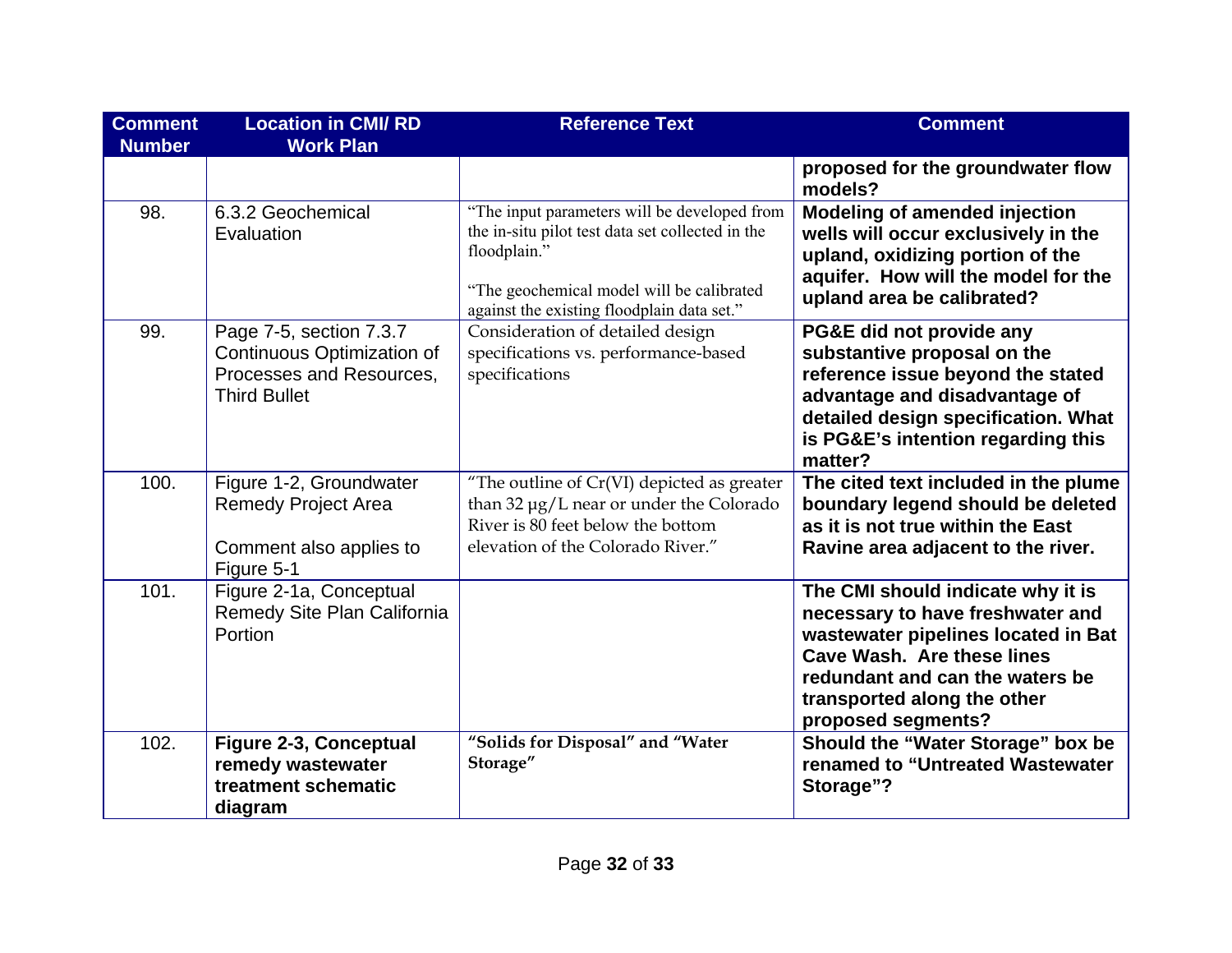| Comment Number | Location in CMI/ RD Work Plan | Reference Text | Comment |
|---|---|---|---|
| | | | **proposed for the groundwater flow models?** |
| 98. | 6.3.2 Geochemical Evaluation | "The input parameters will be developed from the in-situ pilot test data set collected in the floodplain."<br><br>"The geochemical model will be calibrated against the existing floodplain data set." | **Modeling of amended injection wells will occur exclusively in the upland, oxidizing portion of the aquifer. How will the model for the upland area be calibrated?** |
| 99. | Page 7-5, section 7.3.7 Continuous Optimization of Processes and Resources, Third Bullet | Consideration of detailed design specifications vs. performance-based specifications | **PG&E did not provide any substantive proposal on the reference issue beyond the stated advantage and disadvantage of detailed design specification. What is PG&E's intention regarding this matter?** |
| 100. | Figure 1-2, Groundwater Remedy Project Area<br><br>Comment also applies to Figure 5-1 | "The outline of Cr(VI) depicted as greater than 32 µg/L near or under the Colorado River is 80 feet below the bottom elevation of the Colorado River." | **The cited text included in the plume boundary legend should be deleted as it is not true within the East Ravine area adjacent to the river.** |
| 101. | Figure 2-1a, Conceptual Remedy Site Plan California Portion | | **The CMI should indicate why it is necessary to have freshwater and wastewater pipelines located in Bat Cave Wash. Are these lines redundant and can the waters be transported along the other proposed segments?** |
| 102. | **Figure 2-3, Conceptual remedy wastewater treatment schematic diagram** | **"Solids for Disposal" and "Water Storage"** | **Should the "Water Storage" box be renamed to "Untreated Wastewater Storage"?** |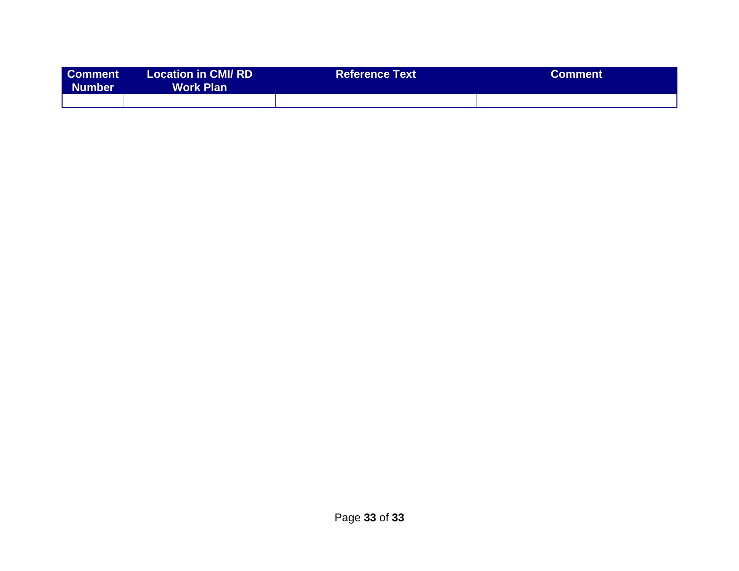| Comment Number | Location in CMI/ RD Work Plan | Reference Text | Comment |
|---|---|---|---|
| | | | |